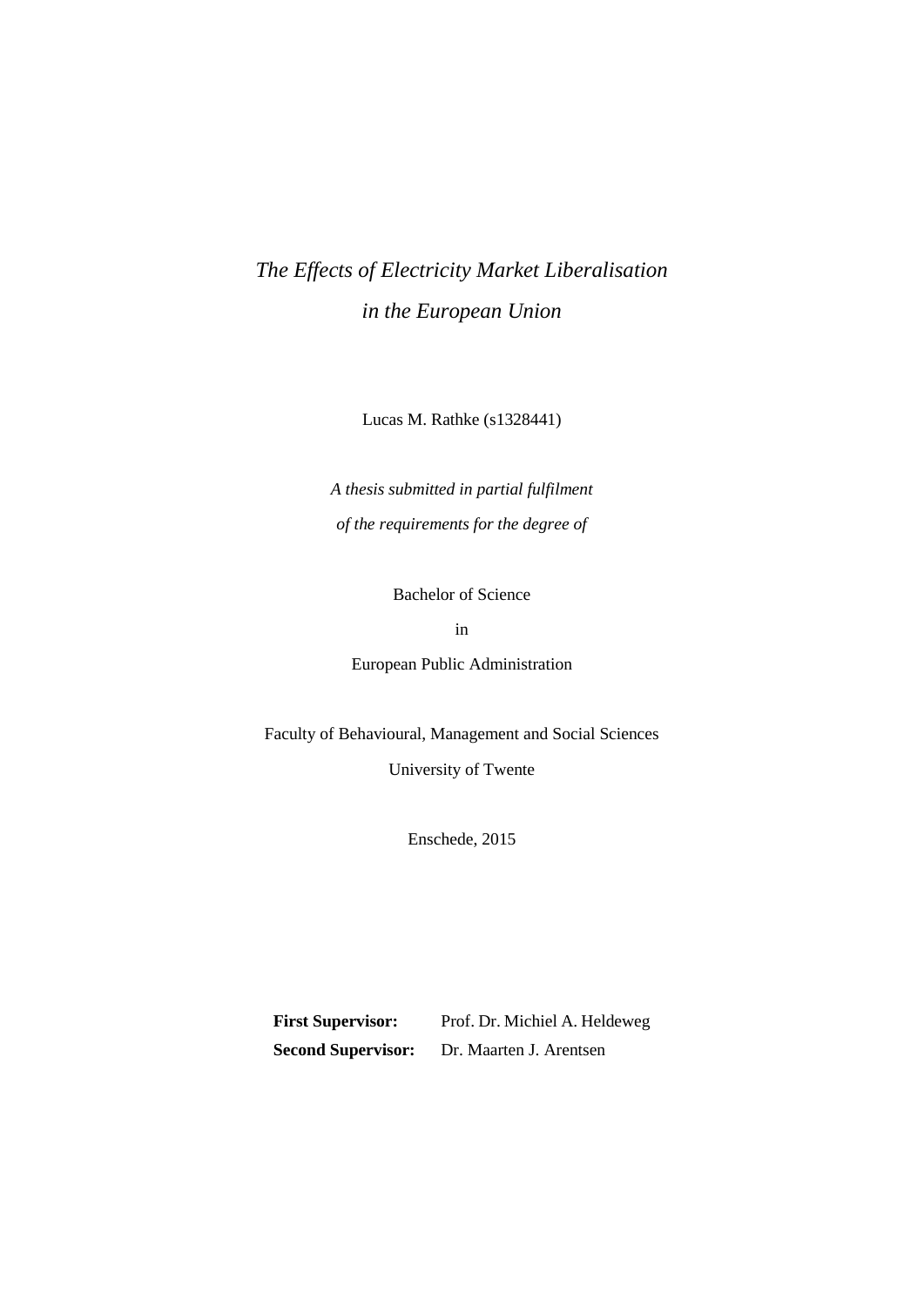# *The Effects of Electricity Market Liberalisation in the European Union*

Lucas M. Rathke (s1328441)

*A thesis submitted in partial fulfilment of the requirements for the degree of*

Bachelor of Science

in

European Public Administration

Faculty of Behavioural, Management and Social Sciences

University of Twente

Enschede, 2015

**First Supervisor:** Prof. Dr. Michiel A. Heldeweg

**Second Supervisor:** Dr. Maarten J. Arentsen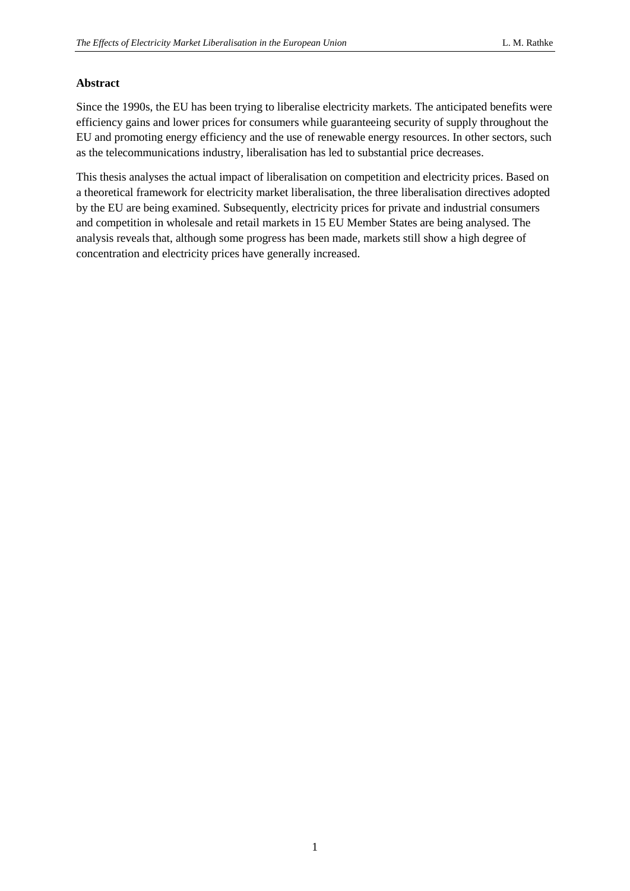**Abstract**

Since the 1990s, the EU has been trying to liberalise electricity markets. The anticipated benefits were efficiency gains and lower prices for consumers while guaranteeing security of supply throughout the EU and promoting energy efficiency and the use of renewable energy resources. In other sectors, such as the telecommunications industry, liberalisation has led to substantial price decreases.

This thesis analyses the actual impact of liberalisation on competition and electricity prices. Based on a theoretical framework for electricity market liberalisation, the three liberalisation directives adopted by the EU are being examined. Subsequently, electricity prices for private and industrial consumers and competition in wholesale and retail markets in 15 EU Member States are being analysed. The analysis reveals that, although some progress has been made, markets still show a high degree of concentration and electricity prices have generally increased.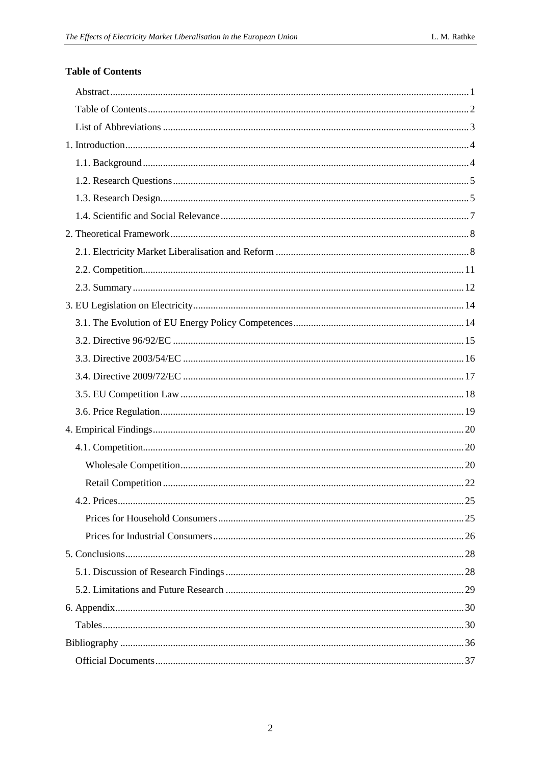## Table of Contents

- Abstract ... 1
- Table of Contents ... 2
- List of Abbreviations ... 3
- 1. Introduction ... 4
  - 1.1. Background ... 4
  - 1.2. Research Questions ... 5
  - 1.3. Research Design ... 5
  - 1.4. Scientific and Social Relevance ... 7
- 2. Theoretical Framework ... 8
  - 2.1. Electricity Market Liberalisation and Reform ... 8
  - 2.2. Competition ... 11
  - 2.3. Summary ... 12
- 3. EU Legislation on Electricity ... 14
  - 3.1. The Evolution of EU Energy Policy Competences ... 14
  - 3.2. Directive 96/92/EC ... 15
  - 3.3. Directive 2003/54/EC ... 16
  - 3.4. Directive 2009/72/EC ... 17
  - 3.5. EU Competition Law ... 18
  - 3.6. Price Regulation ... 19
- 4. Empirical Findings ... 20
  - 4.1. Competition ... 20
    - Wholesale Competition ... 20
    - Retail Competition ... 22
  - 4.2. Prices ... 25
    - Prices for Household Consumers ... 25
    - Prices for Industrial Consumers ... 26
- 5. Conclusions ... 28
  - 5.1. Discussion of Research Findings ... 28
  - 5.2. Limitations and Future Research ... 29
- 6. Appendix ... 30
  - Tables ... 30
- Bibliography ... 36
  - Official Documents ... 37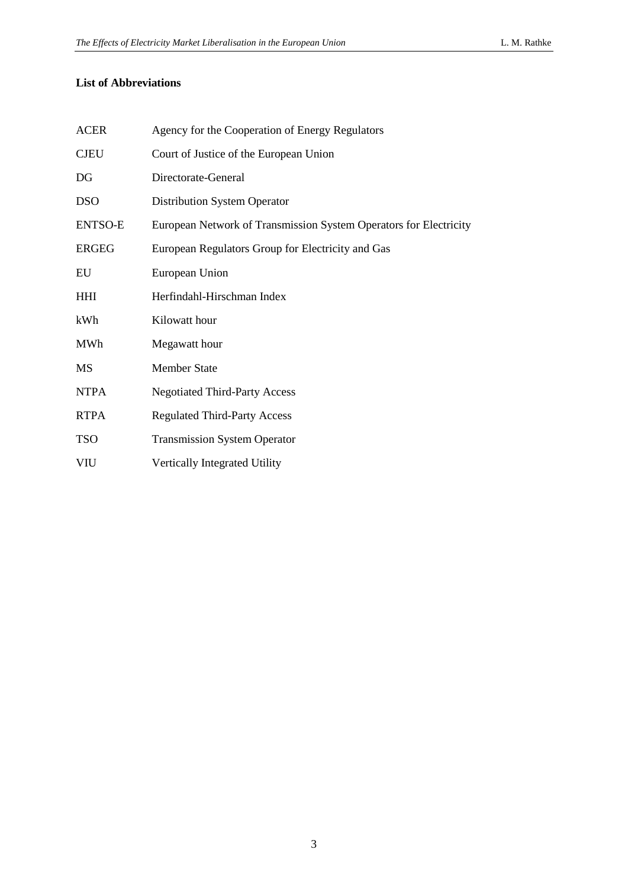**List of Abbreviations**

| | |
|---|---|
| ACER | Agency for the Cooperation of Energy Regulators |
| CJEU | Court of Justice of the European Union |
| DG | Directorate-General |
| DSO | Distribution System Operator |
| ENTSO-E | European Network of Transmission System Operators for Electricity |
| ERGEG | European Regulators Group for Electricity and Gas |
| EU | European Union |
| HHI | Herfindahl-Hirschman Index |
| kWh | Kilowatt hour |
| MWh | Megawatt hour |
| MS | Member State |
| NTPA | Negotiated Third-Party Access |
| RTPA | Regulated Third-Party Access |
| TSO | Transmission System Operator |
| VIU | Vertically Integrated Utility |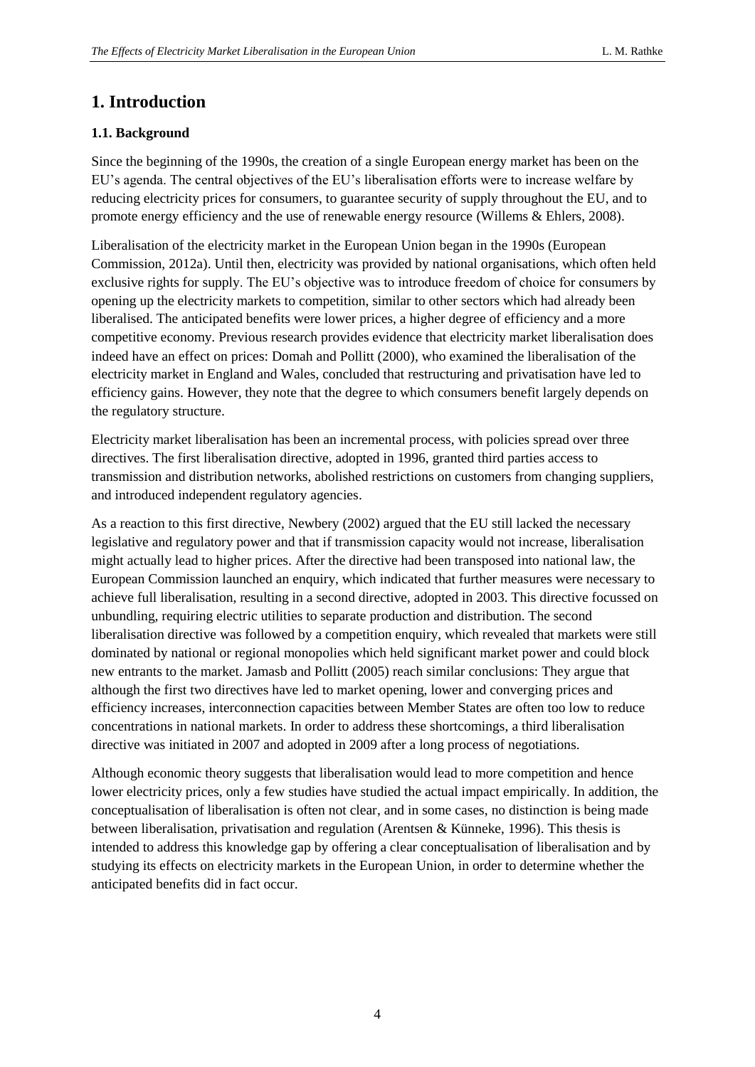# 1. Introduction

### 1.1. Background

Since the beginning of the 1990s, the creation of a single European energy market has been on the EU's agenda. The central objectives of the EU's liberalisation efforts were to increase welfare by reducing electricity prices for consumers, to guarantee security of supply throughout the EU, and to promote energy efficiency and the use of renewable energy resource (Willems & Ehlers, 2008).

Liberalisation of the electricity market in the European Union began in the 1990s (European Commission, 2012a). Until then, electricity was provided by national organisations, which often held exclusive rights for supply. The EU's objective was to introduce freedom of choice for consumers by opening up the electricity markets to competition, similar to other sectors which had already been liberalised. The anticipated benefits were lower prices, a higher degree of efficiency and a more competitive economy. Previous research provides evidence that electricity market liberalisation does indeed have an effect on prices: Domah and Pollitt (2000), who examined the liberalisation of the electricity market in England and Wales, concluded that restructuring and privatisation have led to efficiency gains. However, they note that the degree to which consumers benefit largely depends on the regulatory structure.

Electricity market liberalisation has been an incremental process, with policies spread over three directives. The first liberalisation directive, adopted in 1996, granted third parties access to transmission and distribution networks, abolished restrictions on customers from changing suppliers, and introduced independent regulatory agencies.

As a reaction to this first directive, Newbery (2002) argued that the EU still lacked the necessary legislative and regulatory power and that if transmission capacity would not increase, liberalisation might actually lead to higher prices. After the directive had been transposed into national law, the European Commission launched an enquiry, which indicated that further measures were necessary to achieve full liberalisation, resulting in a second directive, adopted in 2003. This directive focussed on unbundling, requiring electric utilities to separate production and distribution. The second liberalisation directive was followed by a competition enquiry, which revealed that markets were still dominated by national or regional monopolies which held significant market power and could block new entrants to the market. Jamasb and Pollitt (2005) reach similar conclusions: They argue that although the first two directives have led to market opening, lower and converging prices and efficiency increases, interconnection capacities between Member States are often too low to reduce concentrations in national markets. In order to address these shortcomings, a third liberalisation directive was initiated in 2007 and adopted in 2009 after a long process of negotiations.

Although economic theory suggests that liberalisation would lead to more competition and hence lower electricity prices, only a few studies have studied the actual impact empirically. In addition, the conceptualisation of liberalisation is often not clear, and in some cases, no distinction is being made between liberalisation, privatisation and regulation (Arentsen & Künneke, 1996). This thesis is intended to address this knowledge gap by offering a clear conceptualisation of liberalisation and by studying its effects on electricity markets in the European Union, in order to determine whether the anticipated benefits did in fact occur.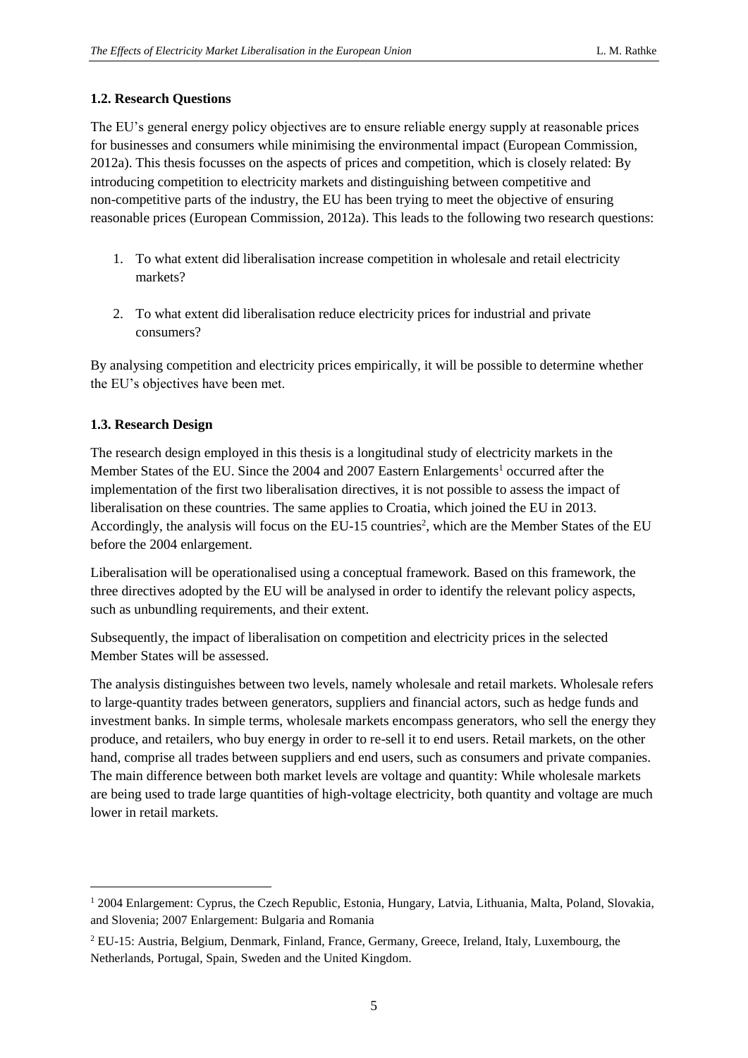### 1.2. Research Questions

The EU's general energy policy objectives are to ensure reliable energy supply at reasonable prices for businesses and consumers while minimising the environmental impact (European Commission, 2012a). This thesis focusses on the aspects of prices and competition, which is closely related: By introducing competition to electricity markets and distinguishing between competitive and non-competitive parts of the industry, the EU has been trying to meet the objective of ensuring reasonable prices (European Commission, 2012a). This leads to the following two research questions:

1. To what extent did liberalisation increase competition in wholesale and retail electricity markets?
2. To what extent did liberalisation reduce electricity prices for industrial and private consumers?

By analysing competition and electricity prices empirically, it will be possible to determine whether the EU's objectives have been met.

### 1.3. Research Design

The research design employed in this thesis is a longitudinal study of electricity markets in the Member States of the EU. Since the 2004 and 2007 Eastern Enlargements[1] occurred after the implementation of the first two liberalisation directives, it is not possible to assess the impact of liberalisation on these countries. The same applies to Croatia, which joined the EU in 2013. Accordingly, the analysis will focus on the EU-15 countries[2], which are the Member States of the EU before the 2004 enlargement.

Liberalisation will be operationalised using a conceptual framework. Based on this framework, the three directives adopted by the EU will be analysed in order to identify the relevant policy aspects, such as unbundling requirements, and their extent.

Subsequently, the impact of liberalisation on competition and electricity prices in the selected Member States will be assessed.

The analysis distinguishes between two levels, namely wholesale and retail markets. Wholesale refers to large-quantity trades between generators, suppliers and financial actors, such as hedge funds and investment banks. In simple terms, wholesale markets encompass generators, who sell the energy they produce, and retailers, who buy energy in order to re-sell it to end users. Retail markets, on the other hand, comprise all trades between suppliers and end users, such as consumers and private companies. The main difference between both market levels are voltage and quantity: While wholesale markets are being used to trade large quantities of high-voltage electricity, both quantity and voltage are much lower in retail markets.

---

[1] 2004 Enlargement: Cyprus, the Czech Republic, Estonia, Hungary, Latvia, Lithuania, Malta, Poland, Slovakia, and Slovenia; 2007 Enlargement: Bulgaria and Romania

[2] EU-15: Austria, Belgium, Denmark, Finland, France, Germany, Greece, Ireland, Italy, Luxembourg, the Netherlands, Portugal, Spain, Sweden and the United Kingdom.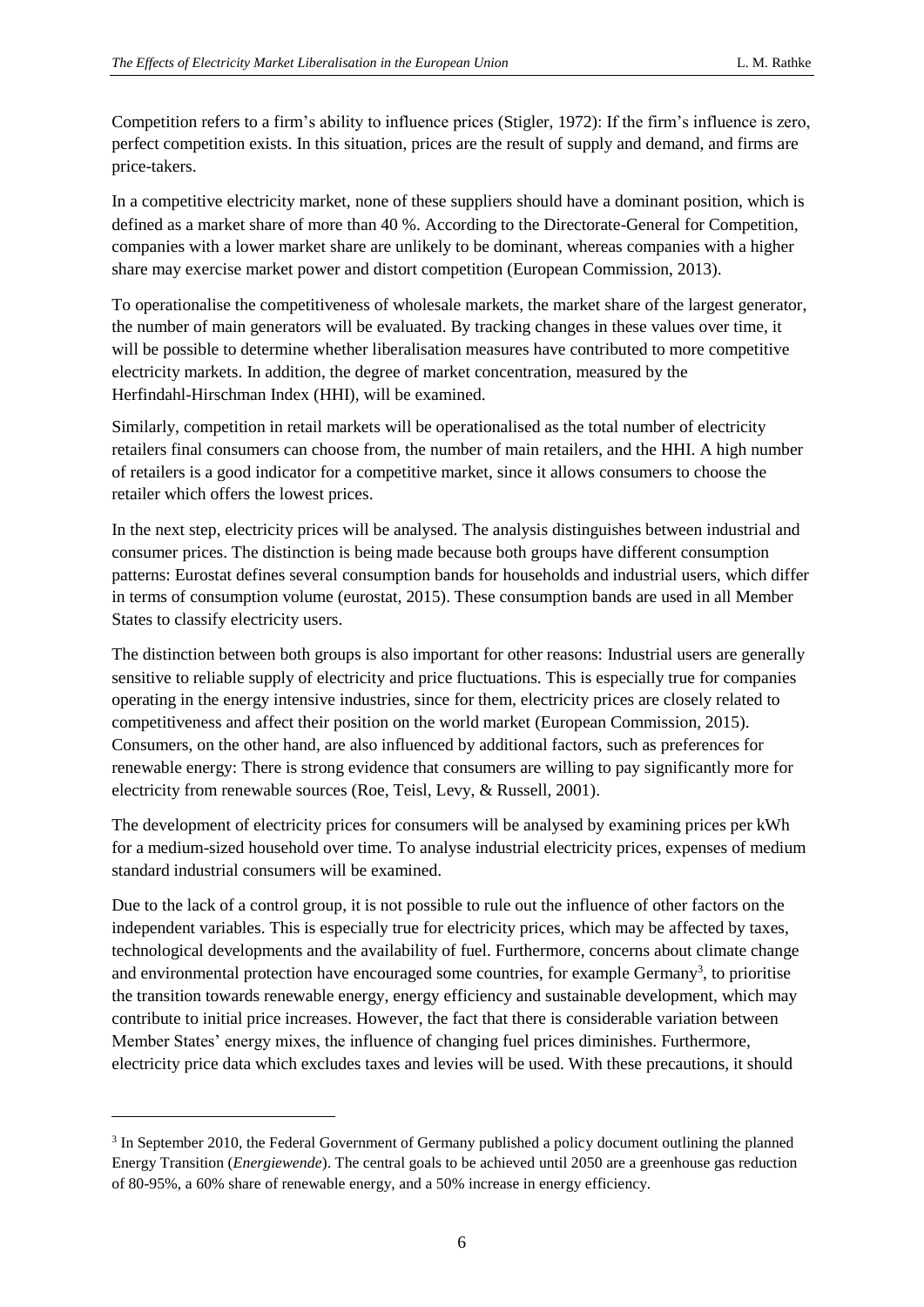Competition refers to a firm's ability to influence prices (Stigler, 1972): If the firm's influence is zero, perfect competition exists. In this situation, prices are the result of supply and demand, and firms are price-takers.

In a competitive electricity market, none of these suppliers should have a dominant position, which is defined as a market share of more than 40 %. According to the Directorate-General for Competition, companies with a lower market share are unlikely to be dominant, whereas companies with a higher share may exercise market power and distort competition (European Commission, 2013).

To operationalise the competitiveness of wholesale markets, the market share of the largest generator, the number of main generators will be evaluated. By tracking changes in these values over time, it will be possible to determine whether liberalisation measures have contributed to more competitive electricity markets. In addition, the degree of market concentration, measured by the Herfindahl-Hirschman Index (HHI), will be examined.

Similarly, competition in retail markets will be operationalised as the total number of electricity retailers final consumers can choose from, the number of main retailers, and the HHI. A high number of retailers is a good indicator for a competitive market, since it allows consumers to choose the retailer which offers the lowest prices.

In the next step, electricity prices will be analysed. The analysis distinguishes between industrial and consumer prices. The distinction is being made because both groups have different consumption patterns: Eurostat defines several consumption bands for households and industrial users, which differ in terms of consumption volume (eurostat, 2015). These consumption bands are used in all Member States to classify electricity users.

The distinction between both groups is also important for other reasons: Industrial users are generally sensitive to reliable supply of electricity and price fluctuations. This is especially true for companies operating in the energy intensive industries, since for them, electricity prices are closely related to competitiveness and affect their position on the world market (European Commission, 2015). Consumers, on the other hand, are also influenced by additional factors, such as preferences for renewable energy: There is strong evidence that consumers are willing to pay significantly more for electricity from renewable sources (Roe, Teisl, Levy, & Russell, 2001).

The development of electricity prices for consumers will be analysed by examining prices per kWh for a medium-sized household over time. To analyse industrial electricity prices, expenses of medium standard industrial consumers will be examined.

Due to the lack of a control group, it is not possible to rule out the influence of other factors on the independent variables. This is especially true for electricity prices, which may be affected by taxes, technological developments and the availability of fuel. Furthermore, concerns about climate change and environmental protection have encouraged some countries, for example Germany[3], to prioritise the transition towards renewable energy, energy efficiency and sustainable development, which may contribute to initial price increases. However, the fact that there is considerable variation between Member States' energy mixes, the influence of changing fuel prices diminishes. Furthermore, electricity price data which excludes taxes and levies will be used. With these precautions, it should

[3] In September 2010, the Federal Government of Germany published a policy document outlining the planned Energy Transition (*Energiewende*). The central goals to be achieved until 2050 are a greenhouse gas reduction of 80-95%, a 60% share of renewable energy, and a 50% increase in energy efficiency.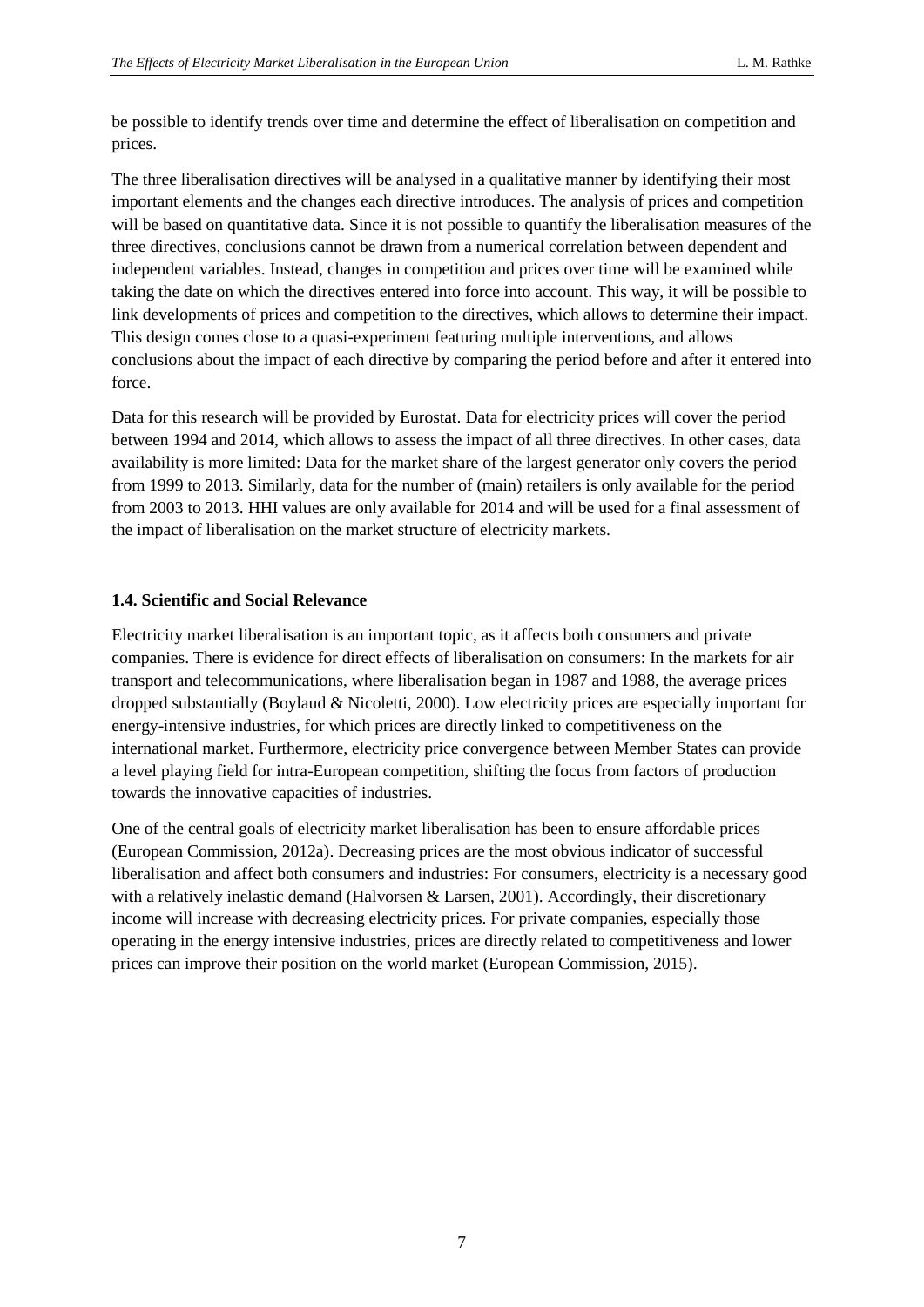be possible to identify trends over time and determine the effect of liberalisation on competition and prices.

The three liberalisation directives will be analysed in a qualitative manner by identifying their most important elements and the changes each directive introduces. The analysis of prices and competition will be based on quantitative data. Since it is not possible to quantify the liberalisation measures of the three directives, conclusions cannot be drawn from a numerical correlation between dependent and independent variables. Instead, changes in competition and prices over time will be examined while taking the date on which the directives entered into force into account. This way, it will be possible to link developments of prices and competition to the directives, which allows to determine their impact. This design comes close to a quasi-experiment featuring multiple interventions, and allows conclusions about the impact of each directive by comparing the period before and after it entered into force.

Data for this research will be provided by Eurostat. Data for electricity prices will cover the period between 1994 and 2014, which allows to assess the impact of all three directives. In other cases, data availability is more limited: Data for the market share of the largest generator only covers the period from 1999 to 2013. Similarly, data for the number of (main) retailers is only available for the period from 2003 to 2013. HHI values are only available for 2014 and will be used for a final assessment of the impact of liberalisation on the market structure of electricity markets.

### 1.4. Scientific and Social Relevance

Electricity market liberalisation is an important topic, as it affects both consumers and private companies. There is evidence for direct effects of liberalisation on consumers: In the markets for air transport and telecommunications, where liberalisation began in 1987 and 1988, the average prices dropped substantially (Boylaud & Nicoletti, 2000). Low electricity prices are especially important for energy-intensive industries, for which prices are directly linked to competitiveness on the international market. Furthermore, electricity price convergence between Member States can provide a level playing field for intra-European competition, shifting the focus from factors of production towards the innovative capacities of industries.

One of the central goals of electricity market liberalisation has been to ensure affordable prices (European Commission, 2012a). Decreasing prices are the most obvious indicator of successful liberalisation and affect both consumers and industries: For consumers, electricity is a necessary good with a relatively inelastic demand (Halvorsen & Larsen, 2001). Accordingly, their discretionary income will increase with decreasing electricity prices. For private companies, especially those operating in the energy intensive industries, prices are directly related to competitiveness and lower prices can improve their position on the world market (European Commission, 2015).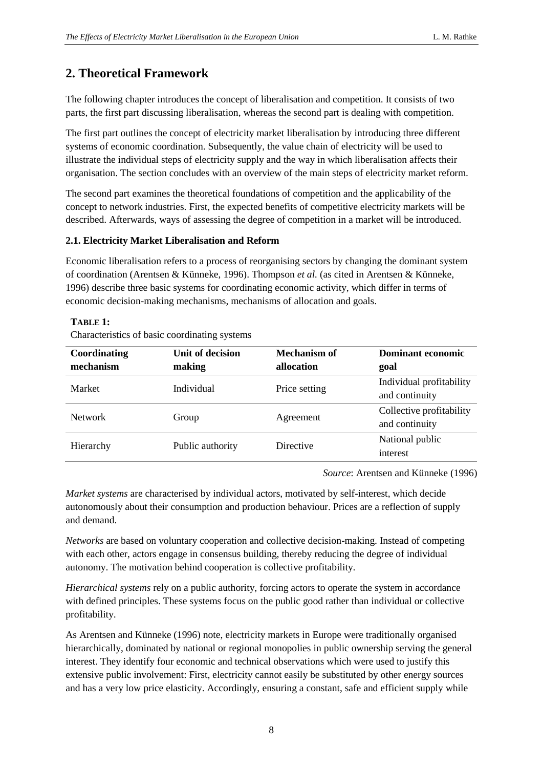## 2. Theoretical Framework

The following chapter introduces the concept of liberalisation and competition. It consists of two parts, the first part discussing liberalisation, whereas the second part is dealing with competition.

The first part outlines the concept of electricity market liberalisation by introducing three different systems of economic coordination. Subsequently, the value chain of electricity will be used to illustrate the individual steps of electricity supply and the way in which liberalisation affects their organisation. The section concludes with an overview of the main steps of electricity market reform.

The second part examines the theoretical foundations of competition and the applicability of the concept to network industries. First, the expected benefits of competitive electricity markets will be described. Afterwards, ways of assessing the degree of competition in a market will be introduced.

### 2.1. Electricity Market Liberalisation and Reform

Economic liberalisation refers to a process of reorganising sectors by changing the dominant system of coordination (Arentsen & Künneke, 1996). Thompson *et al.* (as cited in Arentsen & Künneke, 1996) describe three basic systems for coordinating economic activity, which differ in terms of economic decision-making mechanisms, mechanisms of allocation and goals.

**TABLE 1:**
Characteristics of basic coordinating systems

| Coordinating mechanism | Unit of decision making | Mechanism of allocation | Dominant economic goal |
|---|---|---|---|
| Market | Individual | Price setting | Individual profitability and continuity |
| Network | Group | Agreement | Collective profitability and continuity |
| Hierarchy | Public authority | Directive | National public interest |

*Source*: Arentsen and Künneke (1996)

*Market systems* are characterised by individual actors, motivated by self-interest, which decide autonomously about their consumption and production behaviour. Prices are a reflection of supply and demand.

*Networks* are based on voluntary cooperation and collective decision-making. Instead of competing with each other, actors engage in consensus building, thereby reducing the degree of individual autonomy. The motivation behind cooperation is collective profitability.

*Hierarchical systems* rely on a public authority, forcing actors to operate the system in accordance with defined principles. These systems focus on the public good rather than individual or collective profitability.

As Arentsen and Künneke (1996) note, electricity markets in Europe were traditionally organised hierarchically, dominated by national or regional monopolies in public ownership serving the general interest. They identify four economic and technical observations which were used to justify this extensive public involvement: First, electricity cannot easily be substituted by other energy sources and has a very low price elasticity. Accordingly, ensuring a constant, safe and efficient supply while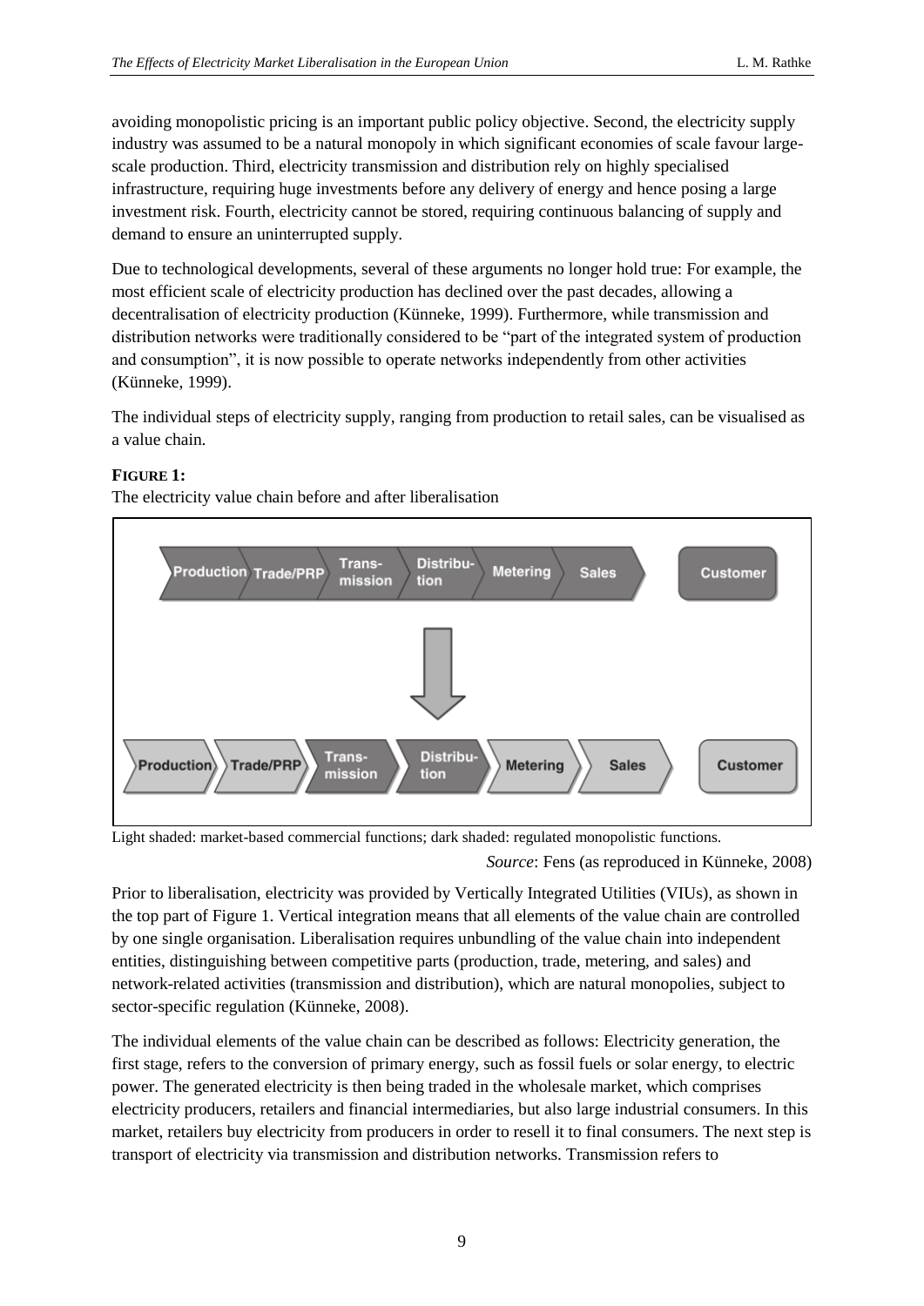avoiding monopolistic pricing is an important public policy objective. Second, the electricity supply industry was assumed to be a natural monopoly in which significant economies of scale favour large-scale production. Third, electricity transmission and distribution rely on highly specialised infrastructure, requiring huge investments before any delivery of energy and hence posing a large investment risk. Fourth, electricity cannot be stored, requiring continuous balancing of supply and demand to ensure an uninterrupted supply.

Due to technological developments, several of these arguments no longer hold true: For example, the most efficient scale of electricity production has declined over the past decades, allowing a decentralisation of electricity production (Künneke, 1999). Furthermore, while transmission and distribution networks were traditionally considered to be "part of the integrated system of production and consumption", it is now possible to operate networks independently from other activities (Künneke, 1999).

The individual steps of electricity supply, ranging from production to retail sales, can be visualised as a value chain.

**FIGURE 1:**

The electricity value chain before and after liberalisation

Production | Trade/PRP | Trans-mission | Distribu-tion | Metering | Sales | Customer

Production | Trade/PRP | Trans-mission | Distribu-tion | Metering | Sales | Customer

Light shaded: market-based commercial functions; dark shaded: regulated monopolistic functions.

*Source*: Fens (as reproduced in Künneke, 2008)

Prior to liberalisation, electricity was provided by Vertically Integrated Utilities (VIUs), as shown in the top part of Figure 1. Vertical integration means that all elements of the value chain are controlled by one single organisation. Liberalisation requires unbundling of the value chain into independent entities, distinguishing between competitive parts (production, trade, metering, and sales) and network-related activities (transmission and distribution), which are natural monopolies, subject to sector-specific regulation (Künneke, 2008).

The individual elements of the value chain can be described as follows: Electricity generation, the first stage, refers to the conversion of primary energy, such as fossil fuels or solar energy, to electric power. The generated electricity is then being traded in the wholesale market, which comprises electricity producers, retailers and financial intermediaries, but also large industrial consumers. In this market, retailers buy electricity from producers in order to resell it to final consumers. The next step is transport of electricity via transmission and distribution networks. Transmission refers to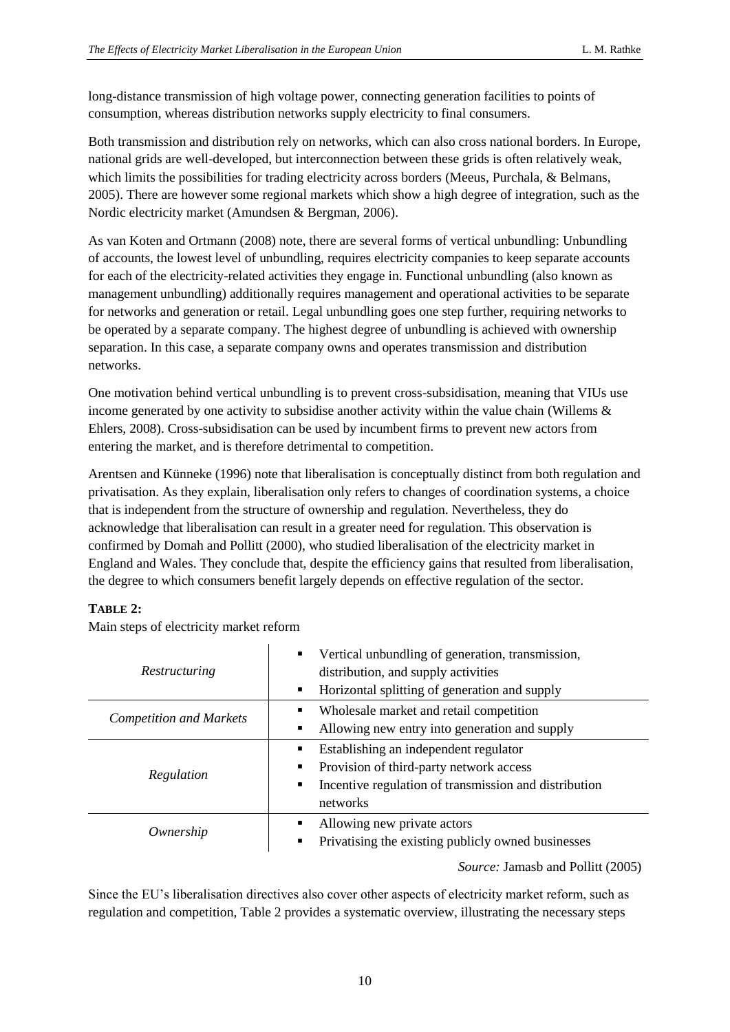long-distance transmission of high voltage power, connecting generation facilities to points of consumption, whereas distribution networks supply electricity to final consumers.

Both transmission and distribution rely on networks, which can also cross national borders. In Europe, national grids are well-developed, but interconnection between these grids is often relatively weak, which limits the possibilities for trading electricity across borders (Meeus, Purchala, & Belmans, 2005). There are however some regional markets which show a high degree of integration, such as the Nordic electricity market (Amundsen & Bergman, 2006).

As van Koten and Ortmann (2008) note, there are several forms of vertical unbundling: Unbundling of accounts, the lowest level of unbundling, requires electricity companies to keep separate accounts for each of the electricity-related activities they engage in. Functional unbundling (also known as management unbundling) additionally requires management and operational activities to be separate for networks and generation or retail. Legal unbundling goes one step further, requiring networks to be operated by a separate company. The highest degree of unbundling is achieved with ownership separation. In this case, a separate company owns and operates transmission and distribution networks.

One motivation behind vertical unbundling is to prevent cross-subsidisation, meaning that VIUs use income generated by one activity to subsidise another activity within the value chain (Willems & Ehlers, 2008). Cross-subsidisation can be used by incumbent firms to prevent new actors from entering the market, and is therefore detrimental to competition.

Arentsen and Künneke (1996) note that liberalisation is conceptually distinct from both regulation and privatisation. As they explain, liberalisation only refers to changes of coordination systems, a choice that is independent from the structure of ownership and regulation. Nevertheless, they do acknowledge that liberalisation can result in a greater need for regulation. This observation is confirmed by Domah and Pollitt (2000), who studied liberalisation of the electricity market in England and Wales. They conclude that, despite the efficiency gains that resulted from liberalisation, the degree to which consumers benefit largely depends on effective regulation of the sector.

**TABLE 2:**
Main steps of electricity market reform

| | |
|---|---|
| *Restructuring* | ▪ Vertical unbundling of generation, transmission, distribution, and supply activities<br>▪ Horizontal splitting of generation and supply |
| *Competition and Markets* | ▪ Wholesale market and retail competition<br>▪ Allowing new entry into generation and supply |
| *Regulation* | ▪ Establishing an independent regulator<br>▪ Provision of third-party network access<br>▪ Incentive regulation of transmission and distribution networks |
| *Ownership* | ▪ Allowing new private actors<br>▪ Privatising the existing publicly owned businesses |

*Source:* Jamasb and Pollitt (2005)

Since the EU's liberalisation directives also cover other aspects of electricity market reform, such as regulation and competition, Table 2 provides a systematic overview, illustrating the necessary steps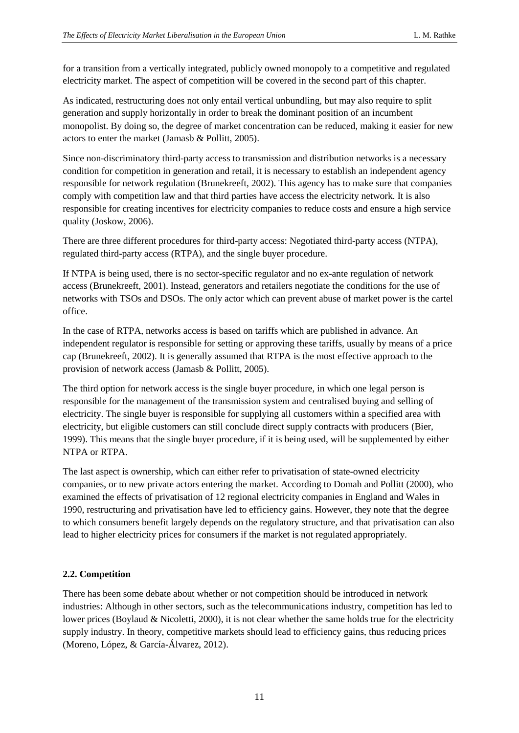for a transition from a vertically integrated, publicly owned monopoly to a competitive and regulated electricity market. The aspect of competition will be covered in the second part of this chapter.

As indicated, restructuring does not only entail vertical unbundling, but may also require to split generation and supply horizontally in order to break the dominant position of an incumbent monopolist. By doing so, the degree of market concentration can be reduced, making it easier for new actors to enter the market (Jamasb & Pollitt, 2005).

Since non-discriminatory third-party access to transmission and distribution networks is a necessary condition for competition in generation and retail, it is necessary to establish an independent agency responsible for network regulation (Brunekreeft, 2002). This agency has to make sure that companies comply with competition law and that third parties have access the electricity network. It is also responsible for creating incentives for electricity companies to reduce costs and ensure a high service quality (Joskow, 2006).

There are three different procedures for third-party access: Negotiated third-party access (NTPA), regulated third-party access (RTPA), and the single buyer procedure.

If NTPA is being used, there is no sector-specific regulator and no ex-ante regulation of network access (Brunekreeft, 2001). Instead, generators and retailers negotiate the conditions for the use of networks with TSOs and DSOs. The only actor which can prevent abuse of market power is the cartel office.

In the case of RTPA, networks access is based on tariffs which are published in advance. An independent regulator is responsible for setting or approving these tariffs, usually by means of a price cap (Brunekreeft, 2002). It is generally assumed that RTPA is the most effective approach to the provision of network access (Jamasb & Pollitt, 2005).

The third option for network access is the single buyer procedure, in which one legal person is responsible for the management of the transmission system and centralised buying and selling of electricity. The single buyer is responsible for supplying all customers within a specified area with electricity, but eligible customers can still conclude direct supply contracts with producers (Bier, 1999). This means that the single buyer procedure, if it is being used, will be supplemented by either NTPA or RTPA.

The last aspect is ownership, which can either refer to privatisation of state-owned electricity companies, or to new private actors entering the market. According to Domah and Pollitt (2000), who examined the effects of privatisation of 12 regional electricity companies in England and Wales in 1990, restructuring and privatisation have led to efficiency gains. However, they note that the degree to which consumers benefit largely depends on the regulatory structure, and that privatisation can also lead to higher electricity prices for consumers if the market is not regulated appropriately.

### 2.2. Competition

There has been some debate about whether or not competition should be introduced in network industries: Although in other sectors, such as the telecommunications industry, competition has led to lower prices (Boylaud & Nicoletti, 2000), it is not clear whether the same holds true for the electricity supply industry. In theory, competitive markets should lead to efficiency gains, thus reducing prices (Moreno, López, & García-Álvarez, 2012).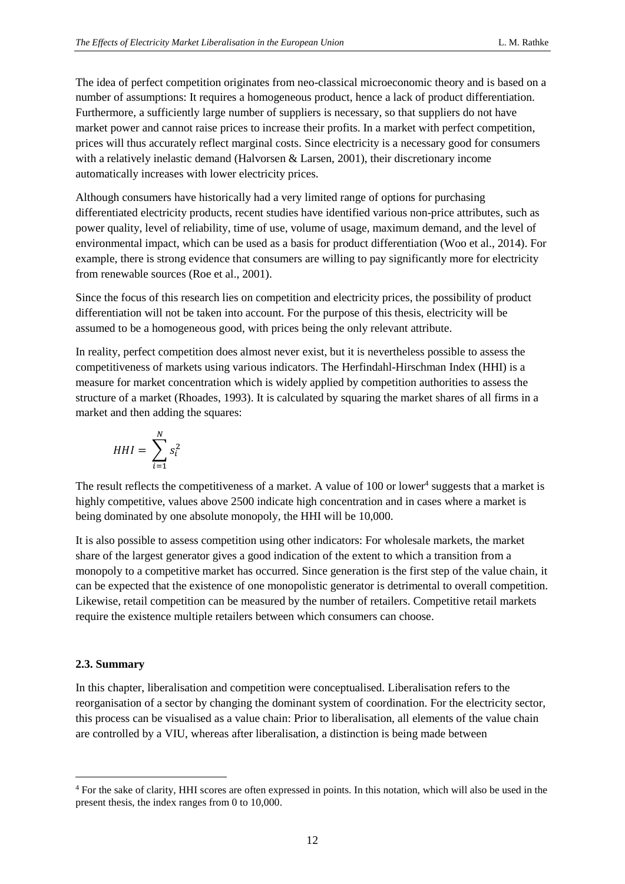The idea of perfect competition originates from neo-classical microeconomic theory and is based on a number of assumptions: It requires a homogeneous product, hence a lack of product differentiation. Furthermore, a sufficiently large number of suppliers is necessary, so that suppliers do not have market power and cannot raise prices to increase their profits. In a market with perfect competition, prices will thus accurately reflect marginal costs. Since electricity is a necessary good for consumers with a relatively inelastic demand (Halvorsen & Larsen, 2001), their discretionary income automatically increases with lower electricity prices.

Although consumers have historically had a very limited range of options for purchasing differentiated electricity products, recent studies have identified various non-price attributes, such as power quality, level of reliability, time of use, volume of usage, maximum demand, and the level of environmental impact, which can be used as a basis for product differentiation (Woo et al., 2014). For example, there is strong evidence that consumers are willing to pay significantly more for electricity from renewable sources (Roe et al., 2001).

Since the focus of this research lies on competition and electricity prices, the possibility of product differentiation will not be taken into account. For the purpose of this thesis, electricity will be assumed to be a homogeneous good, with prices being the only relevant attribute.

In reality, perfect competition does almost never exist, but it is nevertheless possible to assess the competitiveness of markets using various indicators. The Herfindahl-Hirschman Index (HHI) is a measure for market concentration which is widely applied by competition authorities to assess the structure of a market (Rhoades, 1993). It is calculated by squaring the market shares of all firms in a market and then adding the squares:

$$HHI = \sum_{i=1}^{N} s_i^2$$

The result reflects the competitiveness of a market. A value of 100 or lower[4] suggests that a market is highly competitive, values above 2500 indicate high concentration and in cases where a market is being dominated by one absolute monopoly, the HHI will be 10,000.

It is also possible to assess competition using other indicators: For wholesale markets, the market share of the largest generator gives a good indication of the extent to which a transition from a monopoly to a competitive market has occurred. Since generation is the first step of the value chain, it can be expected that the existence of one monopolistic generator is detrimental to overall competition. Likewise, retail competition can be measured by the number of retailers. Competitive retail markets require the existence multiple retailers between which consumers can choose.

### 2.3. Summary

In this chapter, liberalisation and competition were conceptualised. Liberalisation refers to the reorganisation of a sector by changing the dominant system of coordination. For the electricity sector, this process can be visualised as a value chain: Prior to liberalisation, all elements of the value chain are controlled by a VIU, whereas after liberalisation, a distinction is being made between

[4] For the sake of clarity, HHI scores are often expressed in points. In this notation, which will also be used in the present thesis, the index ranges from 0 to 10,000.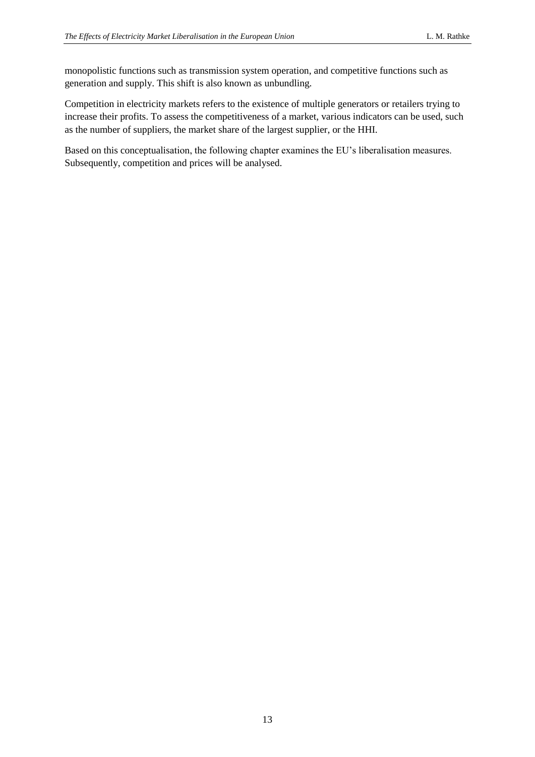monopolistic functions such as transmission system operation, and competitive functions such as generation and supply. This shift is also known as unbundling.

Competition in electricity markets refers to the existence of multiple generators or retailers trying to increase their profits. To assess the competitiveness of a market, various indicators can be used, such as the number of suppliers, the market share of the largest supplier, or the HHI.

Based on this conceptualisation, the following chapter examines the EU's liberalisation measures. Subsequently, competition and prices will be analysed.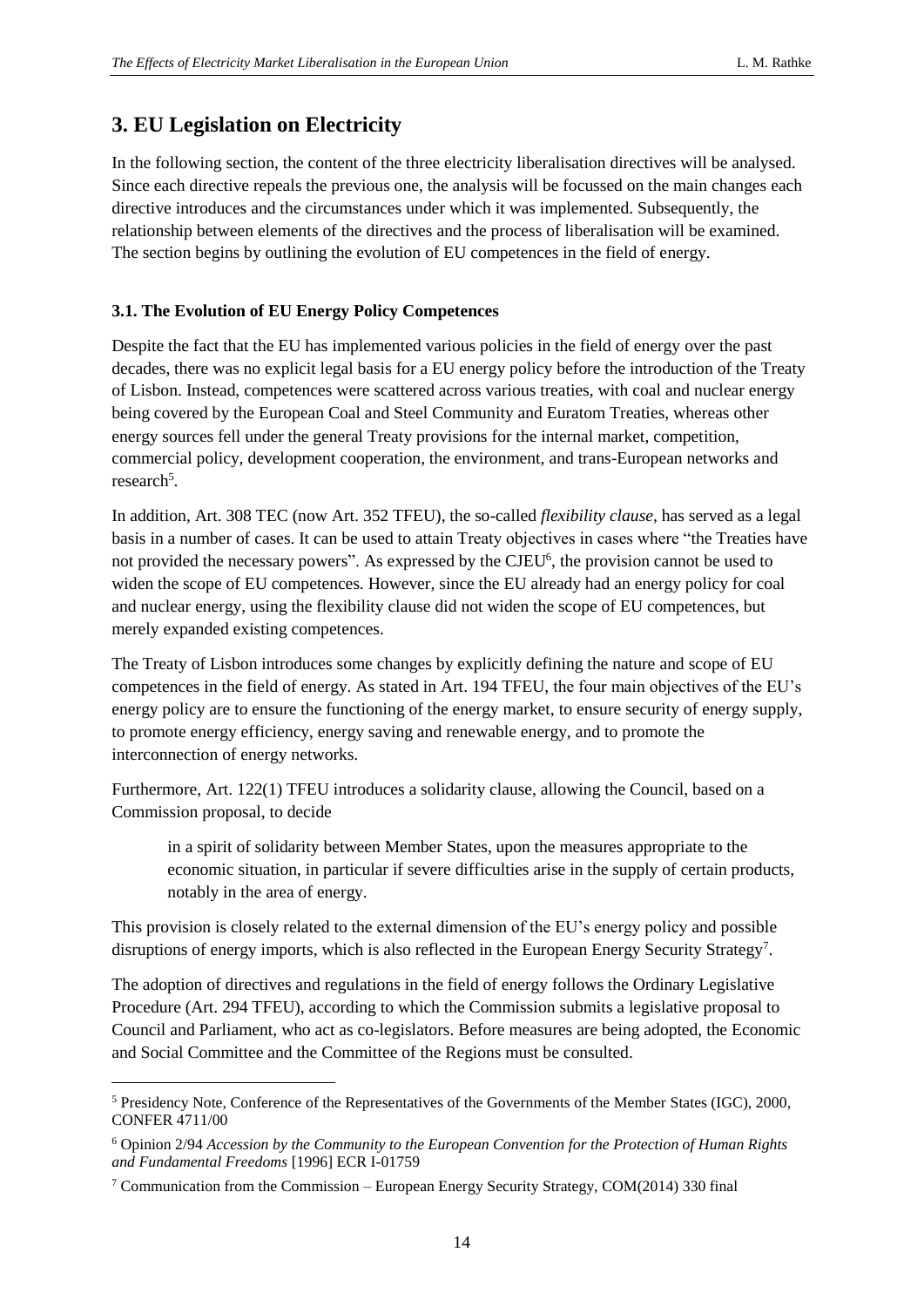# 3. EU Legislation on Electricity

In the following section, the content of the three electricity liberalisation directives will be analysed. Since each directive repeals the previous one, the analysis will be focussed on the main changes each directive introduces and the circumstances under which it was implemented. Subsequently, the relationship between elements of the directives and the process of liberalisation will be examined. The section begins by outlining the evolution of EU competences in the field of energy.

### 3.1. The Evolution of EU Energy Policy Competences

Despite the fact that the EU has implemented various policies in the field of energy over the past decades, there was no explicit legal basis for a EU energy policy before the introduction of the Treaty of Lisbon. Instead, competences were scattered across various treaties, with coal and nuclear energy being covered by the European Coal and Steel Community and Euratom Treaties, whereas other energy sources fell under the general Treaty provisions for the internal market, competition, commercial policy, development cooperation, the environment, and trans-European networks and research[5].

In addition, Art. 308 TEC (now Art. 352 TFEU), the so-called *flexibility clause*, has served as a legal basis in a number of cases. It can be used to attain Treaty objectives in cases where "the Treaties have not provided the necessary powers". As expressed by the CJEU[6], the provision cannot be used to widen the scope of EU competences. However, since the EU already had an energy policy for coal and nuclear energy, using the flexibility clause did not widen the scope of EU competences, but merely expanded existing competences.

The Treaty of Lisbon introduces some changes by explicitly defining the nature and scope of EU competences in the field of energy. As stated in Art. 194 TFEU, the four main objectives of the EU's energy policy are to ensure the functioning of the energy market, to ensure security of energy supply, to promote energy efficiency, energy saving and renewable energy, and to promote the interconnection of energy networks.

Furthermore, Art. 122(1) TFEU introduces a solidarity clause, allowing the Council, based on a Commission proposal, to decide

> in a spirit of solidarity between Member States, upon the measures appropriate to the economic situation, in particular if severe difficulties arise in the supply of certain products, notably in the area of energy.

This provision is closely related to the external dimension of the EU's energy policy and possible disruptions of energy imports, which is also reflected in the European Energy Security Strategy[7].

The adoption of directives and regulations in the field of energy follows the Ordinary Legislative Procedure (Art. 294 TFEU), according to which the Commission submits a legislative proposal to Council and Parliament, who act as co-legislators. Before measures are being adopted, the Economic and Social Committee and the Committee of the Regions must be consulted.

---

[5] Presidency Note, Conference of the Representatives of the Governments of the Member States (IGC), 2000, CONFER 4711/00

[6] Opinion 2/94 *Accession by the Community to the European Convention for the Protection of Human Rights and Fundamental Freedoms* [1996] ECR I-01759

[7] Communication from the Commission – European Energy Security Strategy, COM(2014) 330 final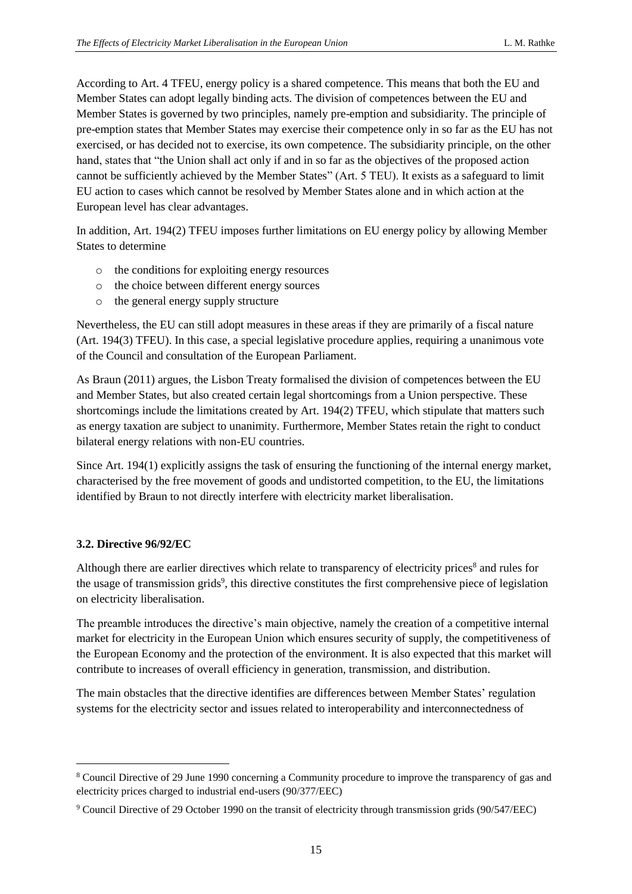According to Art. 4 TFEU, energy policy is a shared competence. This means that both the EU and Member States can adopt legally binding acts. The division of competences between the EU and Member States is governed by two principles, namely pre-emption and subsidiarity. The principle of pre-emption states that Member States may exercise their competence only in so far as the EU has not exercised, or has decided not to exercise, its own competence. The subsidiarity principle, on the other hand, states that "the Union shall act only if and in so far as the objectives of the proposed action cannot be sufficiently achieved by the Member States" (Art. 5 TEU). It exists as a safeguard to limit EU action to cases which cannot be resolved by Member States alone and in which action at the European level has clear advantages.

In addition, Art. 194(2) TFEU imposes further limitations on EU energy policy by allowing Member States to determine

- the conditions for exploiting energy resources
- the choice between different energy sources
- the general energy supply structure

Nevertheless, the EU can still adopt measures in these areas if they are primarily of a fiscal nature (Art. 194(3) TFEU). In this case, a special legislative procedure applies, requiring a unanimous vote of the Council and consultation of the European Parliament.

As Braun (2011) argues, the Lisbon Treaty formalised the division of competences between the EU and Member States, but also created certain legal shortcomings from a Union perspective. These shortcomings include the limitations created by Art. 194(2) TFEU, which stipulate that matters such as energy taxation are subject to unanimity. Furthermore, Member States retain the right to conduct bilateral energy relations with non-EU countries.

Since Art. 194(1) explicitly assigns the task of ensuring the functioning of the internal energy market, characterised by the free movement of goods and undistorted competition, to the EU, the limitations identified by Braun to not directly interfere with electricity market liberalisation.

### 3.2. Directive 96/92/EC

Although there are earlier directives which relate to transparency of electricity prices[8] and rules for the usage of transmission grids[9], this directive constitutes the first comprehensive piece of legislation on electricity liberalisation.

The preamble introduces the directive's main objective, namely the creation of a competitive internal market for electricity in the European Union which ensures security of supply, the competitiveness of the European Economy and the protection of the environment. It is also expected that this market will contribute to increases of overall efficiency in generation, transmission, and distribution.

The main obstacles that the directive identifies are differences between Member States' regulation systems for the electricity sector and issues related to interoperability and interconnectedness of

---

[8] Council Directive of 29 June 1990 concerning a Community procedure to improve the transparency of gas and electricity prices charged to industrial end-users (90/377/EEC)

[9] Council Directive of 29 October 1990 on the transit of electricity through transmission grids (90/547/EEC)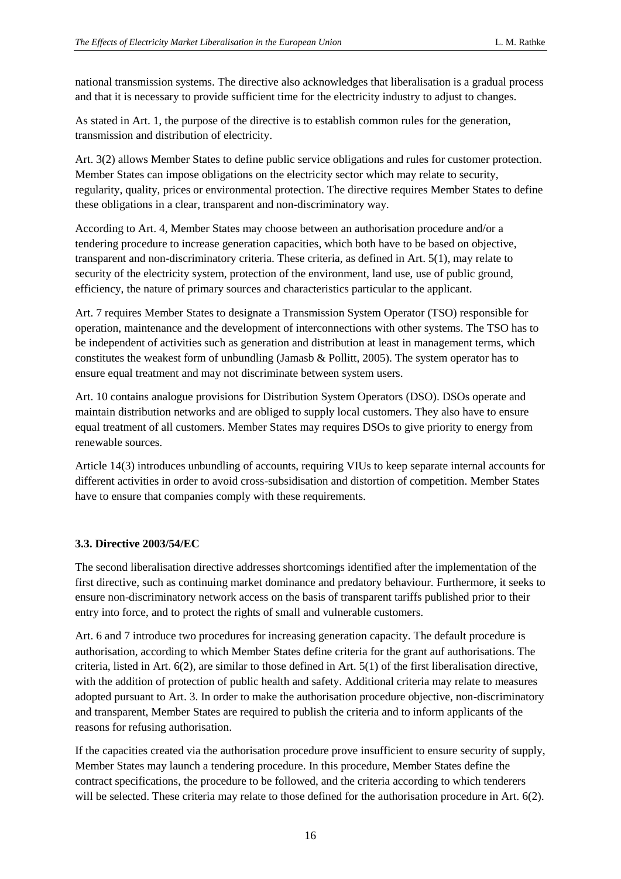national transmission systems. The directive also acknowledges that liberalisation is a gradual process and that it is necessary to provide sufficient time for the electricity industry to adjust to changes.

As stated in Art. 1, the purpose of the directive is to establish common rules for the generation, transmission and distribution of electricity.

Art. 3(2) allows Member States to define public service obligations and rules for customer protection. Member States can impose obligations on the electricity sector which may relate to security, regularity, quality, prices or environmental protection. The directive requires Member States to define these obligations in a clear, transparent and non-discriminatory way.

According to Art. 4, Member States may choose between an authorisation procedure and/or a tendering procedure to increase generation capacities, which both have to be based on objective, transparent and non-discriminatory criteria. These criteria, as defined in Art. 5(1), may relate to security of the electricity system, protection of the environment, land use, use of public ground, efficiency, the nature of primary sources and characteristics particular to the applicant.

Art. 7 requires Member States to designate a Transmission System Operator (TSO) responsible for operation, maintenance and the development of interconnections with other systems. The TSO has to be independent of activities such as generation and distribution at least in management terms, which constitutes the weakest form of unbundling (Jamasb & Pollitt, 2005). The system operator has to ensure equal treatment and may not discriminate between system users.

Art. 10 contains analogue provisions for Distribution System Operators (DSO). DSOs operate and maintain distribution networks and are obliged to supply local customers. They also have to ensure equal treatment of all customers. Member States may requires DSOs to give priority to energy from renewable sources.

Article 14(3) introduces unbundling of accounts, requiring VIUs to keep separate internal accounts for different activities in order to avoid cross-subsidisation and distortion of competition. Member States have to ensure that companies comply with these requirements.

### 3.3. Directive 2003/54/EC

The second liberalisation directive addresses shortcomings identified after the implementation of the first directive, such as continuing market dominance and predatory behaviour. Furthermore, it seeks to ensure non-discriminatory network access on the basis of transparent tariffs published prior to their entry into force, and to protect the rights of small and vulnerable customers.

Art. 6 and 7 introduce two procedures for increasing generation capacity. The default procedure is authorisation, according to which Member States define criteria for the grant auf authorisations. The criteria, listed in Art. 6(2), are similar to those defined in Art. 5(1) of the first liberalisation directive, with the addition of protection of public health and safety. Additional criteria may relate to measures adopted pursuant to Art. 3. In order to make the authorisation procedure objective, non-discriminatory and transparent, Member States are required to publish the criteria and to inform applicants of the reasons for refusing authorisation.

If the capacities created via the authorisation procedure prove insufficient to ensure security of supply, Member States may launch a tendering procedure. In this procedure, Member States define the contract specifications, the procedure to be followed, and the criteria according to which tenderers will be selected. These criteria may relate to those defined for the authorisation procedure in Art. 6(2).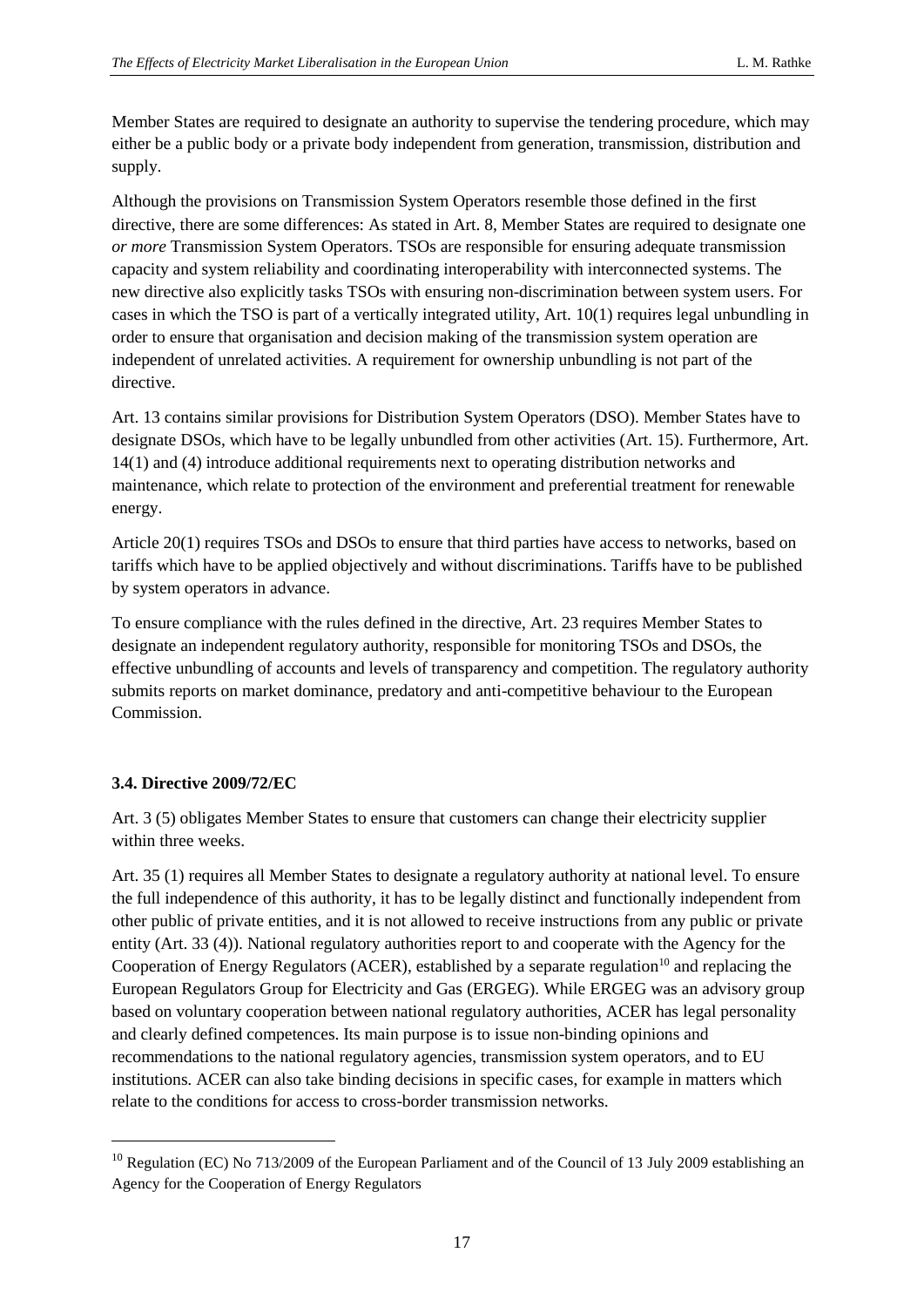Member States are required to designate an authority to supervise the tendering procedure, which may either be a public body or a private body independent from generation, transmission, distribution and supply.

Although the provisions on Transmission System Operators resemble those defined in the first directive, there are some differences: As stated in Art. 8, Member States are required to designate one *or more* Transmission System Operators. TSOs are responsible for ensuring adequate transmission capacity and system reliability and coordinating interoperability with interconnected systems. The new directive also explicitly tasks TSOs with ensuring non-discrimination between system users. For cases in which the TSO is part of a vertically integrated utility, Art. 10(1) requires legal unbundling in order to ensure that organisation and decision making of the transmission system operation are independent of unrelated activities. A requirement for ownership unbundling is not part of the directive.

Art. 13 contains similar provisions for Distribution System Operators (DSO). Member States have to designate DSOs, which have to be legally unbundled from other activities (Art. 15). Furthermore, Art. 14(1) and (4) introduce additional requirements next to operating distribution networks and maintenance, which relate to protection of the environment and preferential treatment for renewable energy.

Article 20(1) requires TSOs and DSOs to ensure that third parties have access to networks, based on tariffs which have to be applied objectively and without discriminations. Tariffs have to be published by system operators in advance.

To ensure compliance with the rules defined in the directive, Art. 23 requires Member States to designate an independent regulatory authority, responsible for monitoring TSOs and DSOs, the effective unbundling of accounts and levels of transparency and competition. The regulatory authority submits reports on market dominance, predatory and anti-competitive behaviour to the European Commission.

### 3.4. Directive 2009/72/EC

Art. 3 (5) obligates Member States to ensure that customers can change their electricity supplier within three weeks.

Art. 35 (1) requires all Member States to designate a regulatory authority at national level. To ensure the full independence of this authority, it has to be legally distinct and functionally independent from other public of private entities, and it is not allowed to receive instructions from any public or private entity (Art. 33 (4)). National regulatory authorities report to and cooperate with the Agency for the Cooperation of Energy Regulators (ACER), established by a separate regulation[10] and replacing the European Regulators Group for Electricity and Gas (ERGEG). While ERGEG was an advisory group based on voluntary cooperation between national regulatory authorities, ACER has legal personality and clearly defined competences. Its main purpose is to issue non-binding opinions and recommendations to the national regulatory agencies, transmission system operators, and to EU institutions. ACER can also take binding decisions in specific cases, for example in matters which relate to the conditions for access to cross-border transmission networks.

---

[10] Regulation (EC) No 713/2009 of the European Parliament and of the Council of 13 July 2009 establishing an Agency for the Cooperation of Energy Regulators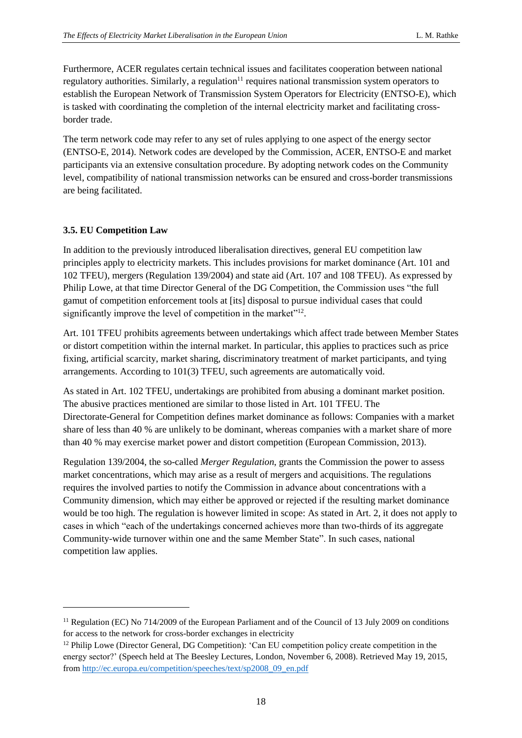Furthermore, ACER regulates certain technical issues and facilitates cooperation between national regulatory authorities. Similarly, a regulation[11] requires national transmission system operators to establish the European Network of Transmission System Operators for Electricity (ENTSO-E), which is tasked with coordinating the completion of the internal electricity market and facilitating cross-border trade.

The term network code may refer to any set of rules applying to one aspect of the energy sector (ENTSO-E, 2014). Network codes are developed by the Commission, ACER, ENTSO-E and market participants via an extensive consultation procedure. By adopting network codes on the Community level, compatibility of national transmission networks can be ensured and cross-border transmissions are being facilitated.

### 3.5. EU Competition Law

In addition to the previously introduced liberalisation directives, general EU competition law principles apply to electricity markets. This includes provisions for market dominance (Art. 101 and 102 TFEU), mergers (Regulation 139/2004) and state aid (Art. 107 and 108 TFEU). As expressed by Philip Lowe, at that time Director General of the DG Competition, the Commission uses "the full gamut of competition enforcement tools at [its] disposal to pursue individual cases that could significantly improve the level of competition in the market"[12].

Art. 101 TFEU prohibits agreements between undertakings which affect trade between Member States or distort competition within the internal market. In particular, this applies to practices such as price fixing, artificial scarcity, market sharing, discriminatory treatment of market participants, and tying arrangements. According to 101(3) TFEU, such agreements are automatically void.

As stated in Art. 102 TFEU, undertakings are prohibited from abusing a dominant market position. The abusive practices mentioned are similar to those listed in Art. 101 TFEU. The Directorate-General for Competition defines market dominance as follows: Companies with a market share of less than 40 % are unlikely to be dominant, whereas companies with a market share of more than 40 % may exercise market power and distort competition (European Commission, 2013).

Regulation 139/2004, the so-called *Merger Regulation*, grants the Commission the power to assess market concentrations, which may arise as a result of mergers and acquisitions. The regulations requires the involved parties to notify the Commission in advance about concentrations with a Community dimension, which may either be approved or rejected if the resulting market dominance would be too high. The regulation is however limited in scope: As stated in Art. 2, it does not apply to cases in which "each of the undertakings concerned achieves more than two-thirds of its aggregate Community-wide turnover within one and the same Member State". In such cases, national competition law applies.

---

[11] Regulation (EC) No 714/2009 of the European Parliament and of the Council of 13 July 2009 on conditions for access to the network for cross-border exchanges in electricity

[12] Philip Lowe (Director General, DG Competition): 'Can EU competition policy create competition in the energy sector?' (Speech held at The Beesley Lectures, London, November 6, 2008). Retrieved May 19, 2015, from http://ec.europa.eu/competition/speeches/text/sp2008_09_en.pdf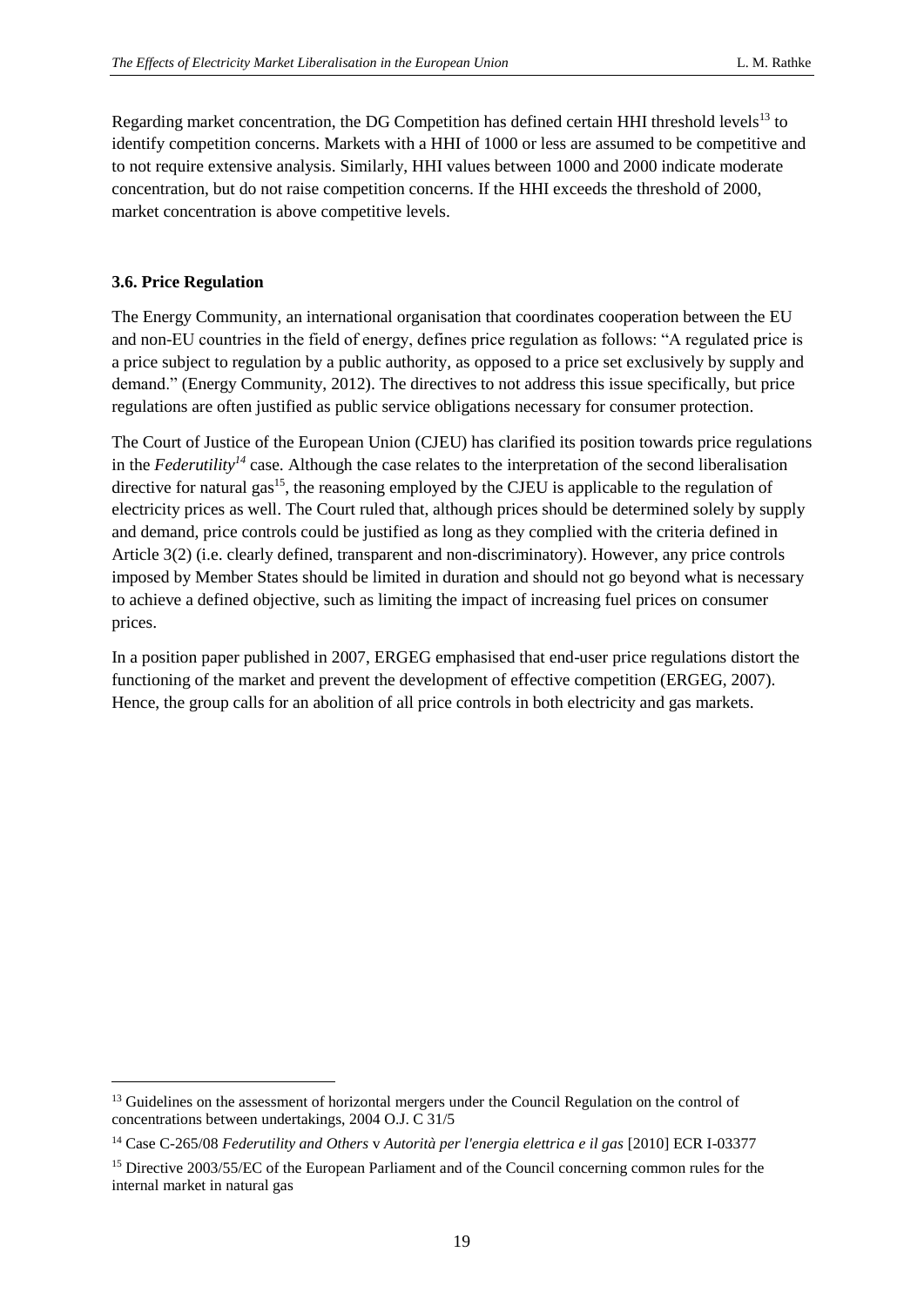Regarding market concentration, the DG Competition has defined certain HHI threshold levels[13] to identify competition concerns. Markets with a HHI of 1000 or less are assumed to be competitive and to not require extensive analysis. Similarly, HHI values between 1000 and 2000 indicate moderate concentration, but do not raise competition concerns. If the HHI exceeds the threshold of 2000, market concentration is above competitive levels.

### 3.6. Price Regulation

The Energy Community, an international organisation that coordinates cooperation between the EU and non-EU countries in the field of energy, defines price regulation as follows: "A regulated price is a price subject to regulation by a public authority, as opposed to a price set exclusively by supply and demand." (Energy Community, 2012). The directives to not address this issue specifically, but price regulations are often justified as public service obligations necessary for consumer protection.

The Court of Justice of the European Union (CJEU) has clarified its position towards price regulations in the *Federutility*[14] case. Although the case relates to the interpretation of the second liberalisation directive for natural gas[15], the reasoning employed by the CJEU is applicable to the regulation of electricity prices as well. The Court ruled that, although prices should be determined solely by supply and demand, price controls could be justified as long as they complied with the criteria defined in Article 3(2) (i.e. clearly defined, transparent and non-discriminatory). However, any price controls imposed by Member States should be limited in duration and should not go beyond what is necessary to achieve a defined objective, such as limiting the impact of increasing fuel prices on consumer prices.

In a position paper published in 2007, ERGEG emphasised that end-user price regulations distort the functioning of the market and prevent the development of effective competition (ERGEG, 2007). Hence, the group calls for an abolition of all price controls in both electricity and gas markets.

---

[13] Guidelines on the assessment of horizontal mergers under the Council Regulation on the control of concentrations between undertakings, 2004 O.J. C 31/5

[14] Case C-265/08 *Federutility and Others* v *Autorità per l'energia elettrica e il gas* [2010] ECR I-03377

[15] Directive 2003/55/EC of the European Parliament and of the Council concerning common rules for the internal market in natural gas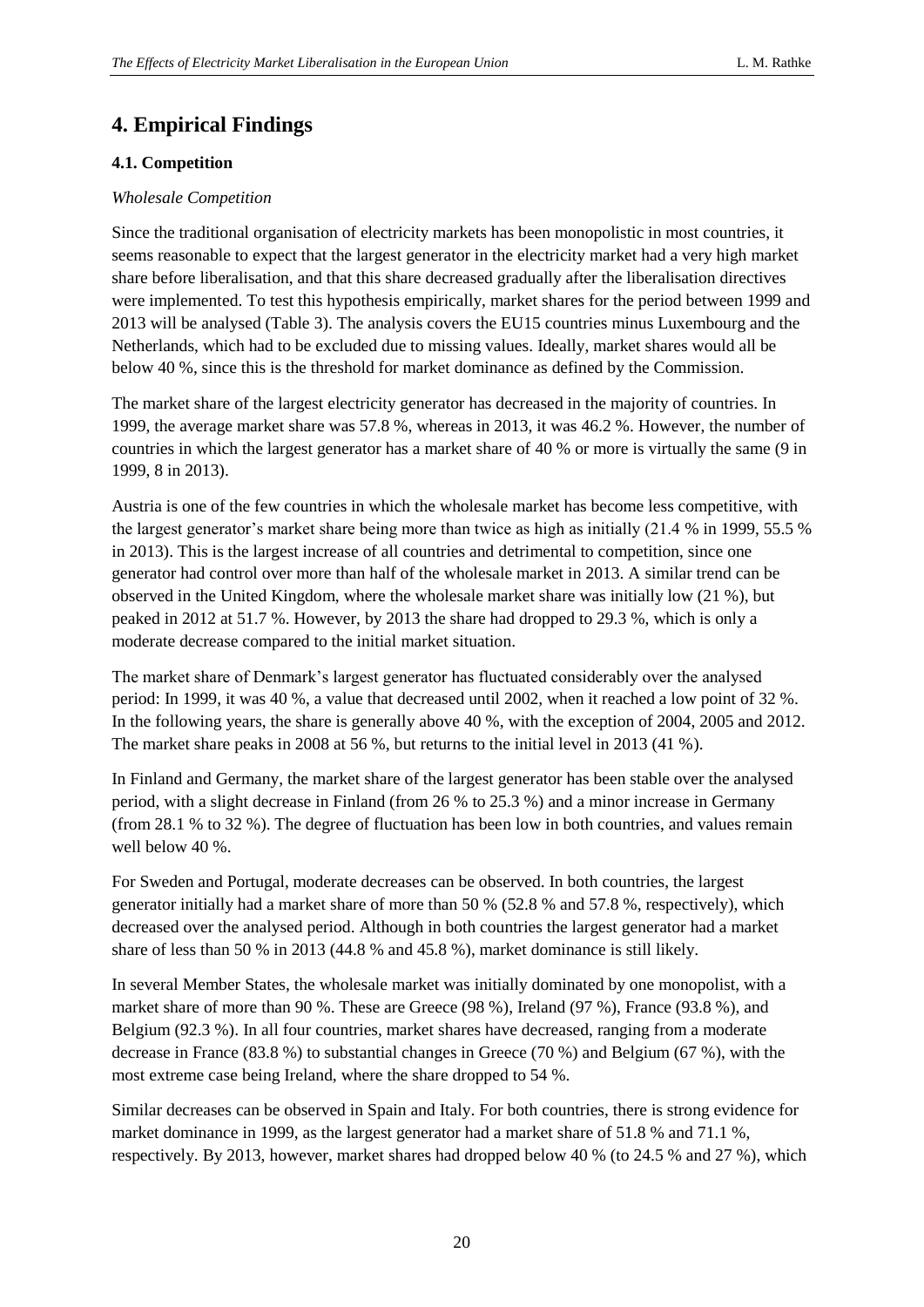# 4. Empirical Findings

## 4.1. Competition

*Wholesale Competition*

Since the traditional organisation of electricity markets has been monopolistic in most countries, it seems reasonable to expect that the largest generator in the electricity market had a very high market share before liberalisation, and that this share decreased gradually after the liberalisation directives were implemented. To test this hypothesis empirically, market shares for the period between 1999 and 2013 will be analysed (Table 3). The analysis covers the EU15 countries minus Luxembourg and the Netherlands, which had to be excluded due to missing values. Ideally, market shares would all be below 40 %, since this is the threshold for market dominance as defined by the Commission.

The market share of the largest electricity generator has decreased in the majority of countries. In 1999, the average market share was 57.8 %, whereas in 2013, it was 46.2 %. However, the number of countries in which the largest generator has a market share of 40 % or more is virtually the same (9 in 1999, 8 in 2013).

Austria is one of the few countries in which the wholesale market has become less competitive, with the largest generator's market share being more than twice as high as initially (21.4 % in 1999, 55.5 % in 2013). This is the largest increase of all countries and detrimental to competition, since one generator had control over more than half of the wholesale market in 2013. A similar trend can be observed in the United Kingdom, where the wholesale market share was initially low (21 %), but peaked in 2012 at 51.7 %. However, by 2013 the share had dropped to 29.3 %, which is only a moderate decrease compared to the initial market situation.

The market share of Denmark's largest generator has fluctuated considerably over the analysed period: In 1999, it was 40 %, a value that decreased until 2002, when it reached a low point of 32 %. In the following years, the share is generally above 40 %, with the exception of 2004, 2005 and 2012. The market share peaks in 2008 at 56 %, but returns to the initial level in 2013 (41 %).

In Finland and Germany, the market share of the largest generator has been stable over the analysed period, with a slight decrease in Finland (from 26 % to 25.3 %) and a minor increase in Germany (from 28.1 % to 32 %). The degree of fluctuation has been low in both countries, and values remain well below 40 %.

For Sweden and Portugal, moderate decreases can be observed. In both countries, the largest generator initially had a market share of more than 50 % (52.8 % and 57.8 %, respectively), which decreased over the analysed period. Although in both countries the largest generator had a market share of less than 50 % in 2013 (44.8 % and 45.8 %), market dominance is still likely.

In several Member States, the wholesale market was initially dominated by one monopolist, with a market share of more than 90 %. These are Greece (98 %), Ireland (97 %), France (93.8 %), and Belgium (92.3 %). In all four countries, market shares have decreased, ranging from a moderate decrease in France (83.8 %) to substantial changes in Greece (70 %) and Belgium (67 %), with the most extreme case being Ireland, where the share dropped to 54 %.

Similar decreases can be observed in Spain and Italy. For both countries, there is strong evidence for market dominance in 1999, as the largest generator had a market share of 51.8 % and 71.1 %, respectively. By 2013, however, market shares had dropped below 40 % (to 24.5 % and 27 %), which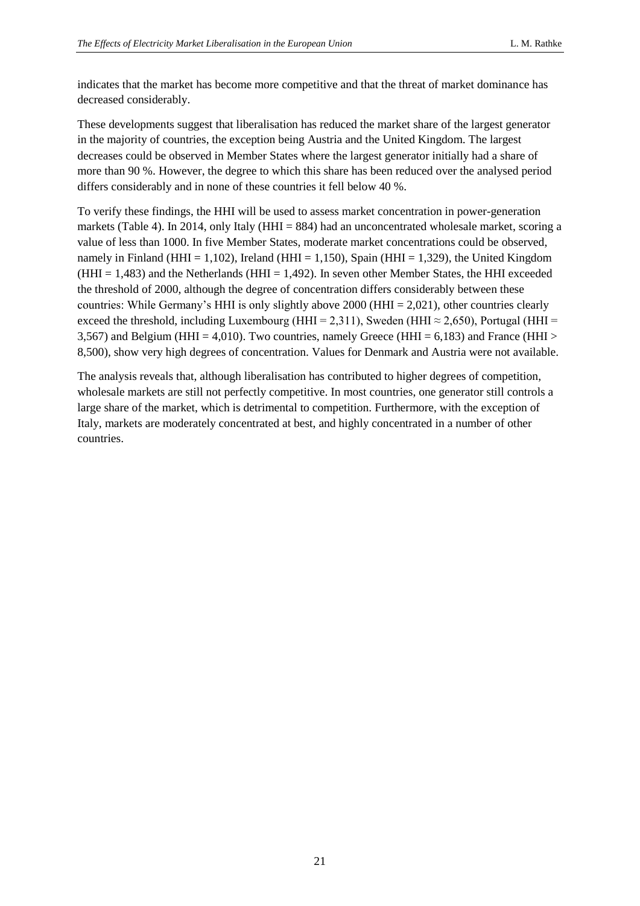indicates that the market has become more competitive and that the threat of market dominance has decreased considerably.

These developments suggest that liberalisation has reduced the market share of the largest generator in the majority of countries, the exception being Austria and the United Kingdom. The largest decreases could be observed in Member States where the largest generator initially had a share of more than 90 %. However, the degree to which this share has been reduced over the analysed period differs considerably and in none of these countries it fell below 40 %.

To verify these findings, the HHI will be used to assess market concentration in power-generation markets (Table 4). In 2014, only Italy (HHI = 884) had an unconcentrated wholesale market, scoring a value of less than 1000. In five Member States, moderate market concentrations could be observed, namely in Finland (HHI = 1,102), Ireland (HHI = 1,150), Spain (HHI = 1,329), the United Kingdom (HHI = 1,483) and the Netherlands (HHI = 1,492). In seven other Member States, the HHI exceeded the threshold of 2000, although the degree of concentration differs considerably between these countries: While Germany's HHI is only slightly above 2000 (HHI = 2,021), other countries clearly exceed the threshold, including Luxembourg (HHI = 2,311), Sweden (HHI ≈ 2,650), Portugal (HHI = 3,567) and Belgium (HHI = 4,010). Two countries, namely Greece (HHI = 6,183) and France (HHI > 8,500), show very high degrees of concentration. Values for Denmark and Austria were not available.

The analysis reveals that, although liberalisation has contributed to higher degrees of competition, wholesale markets are still not perfectly competitive. In most countries, one generator still controls a large share of the market, which is detrimental to competition. Furthermore, with the exception of Italy, markets are moderately concentrated at best, and highly concentrated in a number of other countries.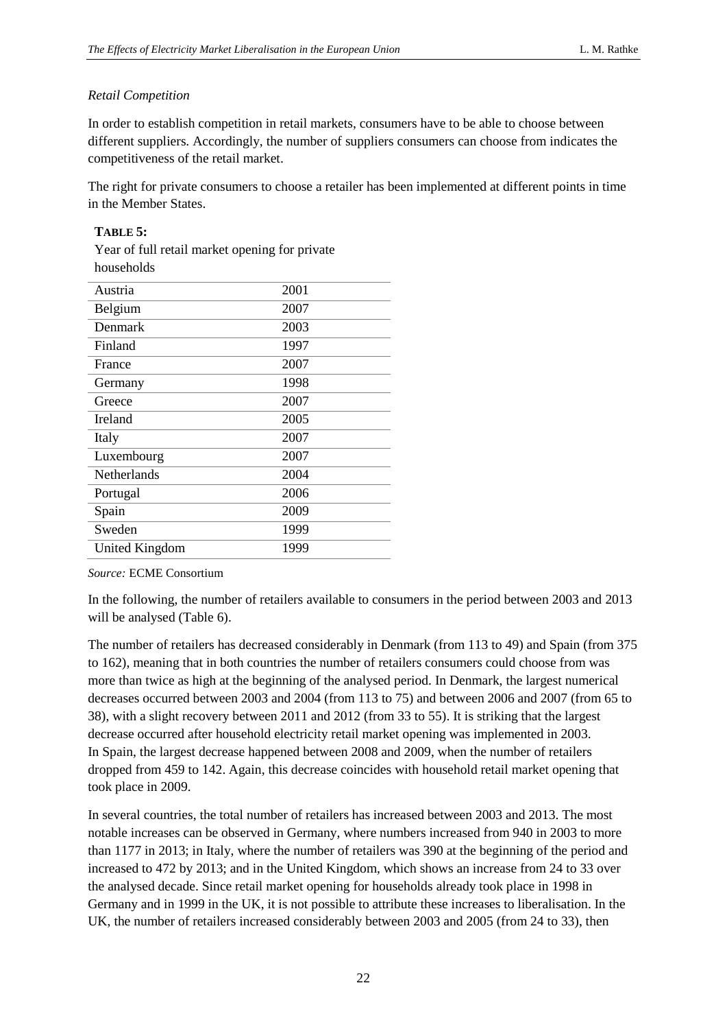*Retail Competition*

In order to establish competition in retail markets, consumers have to be able to choose between different suppliers. Accordingly, the number of suppliers consumers can choose from indicates the competitiveness of the retail market.

The right for private consumers to choose a retailer has been implemented at different points in time in the Member States.

**TABLE 5:**
Year of full retail market opening for private households

| | |
|---|---|
| Austria | 2001 |
| Belgium | 2007 |
| Denmark | 2003 |
| Finland | 1997 |
| France | 2007 |
| Germany | 1998 |
| Greece | 2007 |
| Ireland | 2005 |
| Italy | 2007 |
| Luxembourg | 2007 |
| Netherlands | 2004 |
| Portugal | 2006 |
| Spain | 2009 |
| Sweden | 1999 |
| United Kingdom | 1999 |

*Source:* ECME Consortium

In the following, the number of retailers available to consumers in the period between 2003 and 2013 will be analysed (Table 6).

The number of retailers has decreased considerably in Denmark (from 113 to 49) and Spain (from 375 to 162), meaning that in both countries the number of retailers consumers could choose from was more than twice as high at the beginning of the analysed period. In Denmark, the largest numerical decreases occurred between 2003 and 2004 (from 113 to 75) and between 2006 and 2007 (from 65 to 38), with a slight recovery between 2011 and 2012 (from 33 to 55). It is striking that the largest decrease occurred after household electricity retail market opening was implemented in 2003. In Spain, the largest decrease happened between 2008 and 2009, when the number of retailers dropped from 459 to 142. Again, this decrease coincides with household retail market opening that took place in 2009.

In several countries, the total number of retailers has increased between 2003 and 2013. The most notable increases can be observed in Germany, where numbers increased from 940 in 2003 to more than 1177 in 2013; in Italy, where the number of retailers was 390 at the beginning of the period and increased to 472 by 2013; and in the United Kingdom, which shows an increase from 24 to 33 over the analysed decade. Since retail market opening for households already took place in 1998 in Germany and in 1999 in the UK, it is not possible to attribute these increases to liberalisation. In the UK, the number of retailers increased considerably between 2003 and 2005 (from 24 to 33), then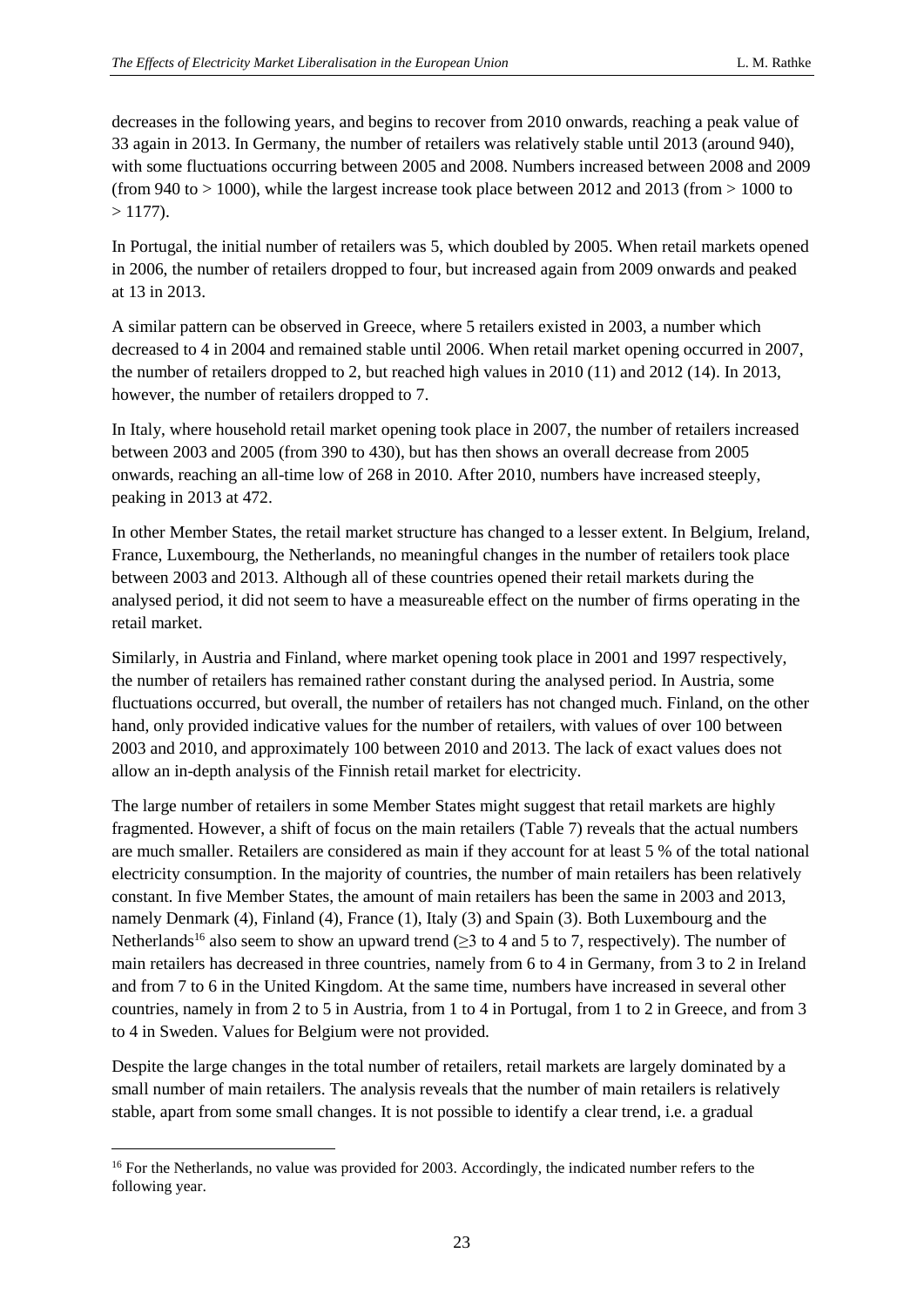decreases in the following years, and begins to recover from 2010 onwards, reaching a peak value of 33 again in 2013. In Germany, the number of retailers was relatively stable until 2013 (around 940), with some fluctuations occurring between 2005 and 2008. Numbers increased between 2008 and 2009 (from 940 to > 1000), while the largest increase took place between 2012 and 2013 (from > 1000 to > 1177).

In Portugal, the initial number of retailers was 5, which doubled by 2005. When retail markets opened in 2006, the number of retailers dropped to four, but increased again from 2009 onwards and peaked at 13 in 2013.

A similar pattern can be observed in Greece, where 5 retailers existed in 2003, a number which decreased to 4 in 2004 and remained stable until 2006. When retail market opening occurred in 2007, the number of retailers dropped to 2, but reached high values in 2010 (11) and 2012 (14). In 2013, however, the number of retailers dropped to 7.

In Italy, where household retail market opening took place in 2007, the number of retailers increased between 2003 and 2005 (from 390 to 430), but has then shows an overall decrease from 2005 onwards, reaching an all-time low of 268 in 2010. After 2010, numbers have increased steeply, peaking in 2013 at 472.

In other Member States, the retail market structure has changed to a lesser extent. In Belgium, Ireland, France, Luxembourg, the Netherlands, no meaningful changes in the number of retailers took place between 2003 and 2013. Although all of these countries opened their retail markets during the analysed period, it did not seem to have a measureable effect on the number of firms operating in the retail market.

Similarly, in Austria and Finland, where market opening took place in 2001 and 1997 respectively, the number of retailers has remained rather constant during the analysed period. In Austria, some fluctuations occurred, but overall, the number of retailers has not changed much. Finland, on the other hand, only provided indicative values for the number of retailers, with values of over 100 between 2003 and 2010, and approximately 100 between 2010 and 2013. The lack of exact values does not allow an in-depth analysis of the Finnish retail market for electricity.

The large number of retailers in some Member States might suggest that retail markets are highly fragmented. However, a shift of focus on the main retailers (Table 7) reveals that the actual numbers are much smaller. Retailers are considered as main if they account for at least 5 % of the total national electricity consumption. In the majority of countries, the number of main retailers has been relatively constant. In five Member States, the amount of main retailers has been the same in 2003 and 2013, namely Denmark (4), Finland (4), France (1), Italy (3) and Spain (3). Both Luxembourg and the Netherlands[16] also seem to show an upward trend (≥3 to 4 and 5 to 7, respectively). The number of main retailers has decreased in three countries, namely from 6 to 4 in Germany, from 3 to 2 in Ireland and from 7 to 6 in the United Kingdom. At the same time, numbers have increased in several other countries, namely in from 2 to 5 in Austria, from 1 to 4 in Portugal, from 1 to 2 in Greece, and from 3 to 4 in Sweden. Values for Belgium were not provided.

Despite the large changes in the total number of retailers, retail markets are largely dominated by a small number of main retailers. The analysis reveals that the number of main retailers is relatively stable, apart from some small changes. It is not possible to identify a clear trend, i.e. a gradual

[16] For the Netherlands, no value was provided for 2003. Accordingly, the indicated number refers to the following year.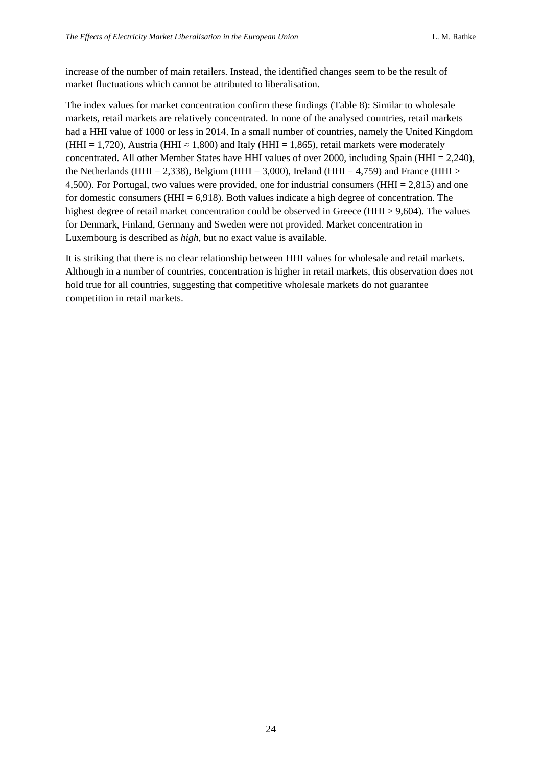increase of the number of main retailers. Instead, the identified changes seem to be the result of market fluctuations which cannot be attributed to liberalisation.

The index values for market concentration confirm these findings (Table 8): Similar to wholesale markets, retail markets are relatively concentrated. In none of the analysed countries, retail markets had a HHI value of 1000 or less in 2014. In a small number of countries, namely the United Kingdom (HHI = 1,720), Austria (HHI ≈ 1,800) and Italy (HHI = 1,865), retail markets were moderately concentrated. All other Member States have HHI values of over 2000, including Spain (HHI = 2,240), the Netherlands (HHI = 2,338), Belgium (HHI = 3,000), Ireland (HHI = 4,759) and France (HHI > 4,500). For Portugal, two values were provided, one for industrial consumers (HHI = 2,815) and one for domestic consumers (HHI = 6,918). Both values indicate a high degree of concentration. The highest degree of retail market concentration could be observed in Greece (HHI > 9,604). The values for Denmark, Finland, Germany and Sweden were not provided. Market concentration in Luxembourg is described as *high*, but no exact value is available.

It is striking that there is no clear relationship between HHI values for wholesale and retail markets. Although in a number of countries, concentration is higher in retail markets, this observation does not hold true for all countries, suggesting that competitive wholesale markets do not guarantee competition in retail markets.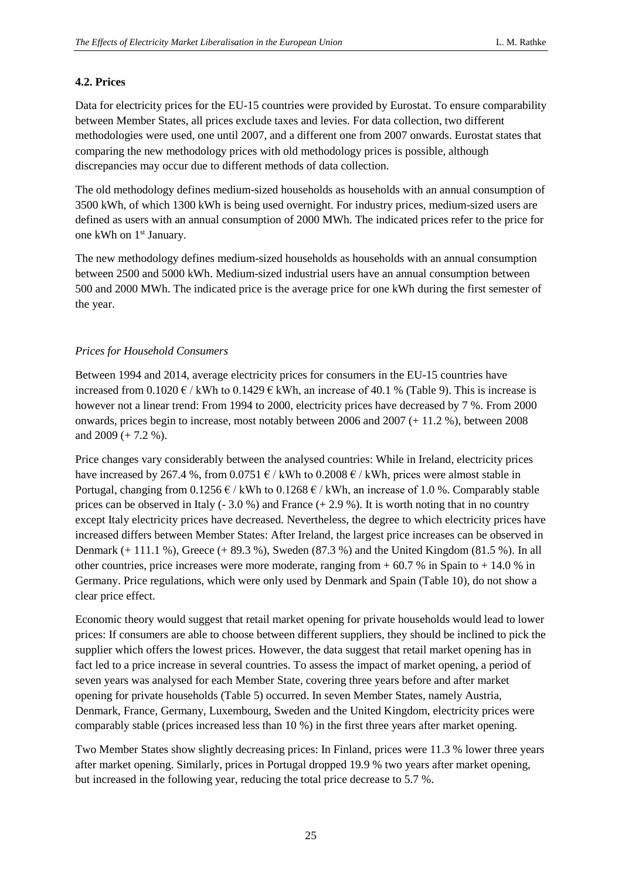### 4.2. Prices

Data for electricity prices for the EU-15 countries were provided by Eurostat. To ensure comparability between Member States, all prices exclude taxes and levies. For data collection, two different methodologies were used, one until 2007, and a different one from 2007 onwards. Eurostat states that comparing the new methodology prices with old methodology prices is possible, although discrepancies may occur due to different methods of data collection.

The old methodology defines medium-sized households as households with an annual consumption of 3500 kWh, of which 1300 kWh is being used overnight. For industry prices, medium-sized users are defined as users with an annual consumption of 2000 MWh. The indicated prices refer to the price for one kWh on 1st January.

The new methodology defines medium-sized households as households with an annual consumption between 2500 and 5000 kWh. Medium-sized industrial users have an annual consumption between 500 and 2000 MWh. The indicated price is the average price for one kWh during the first semester of the year.

*Prices for Household Consumers*

Between 1994 and 2014, average electricity prices for consumers in the EU-15 countries have increased from 0.1020 € / kWh to 0.1429 € kWh, an increase of 40.1 % (Table 9). This is increase is however not a linear trend: From 1994 to 2000, electricity prices have decreased by 7 %. From 2000 onwards, prices begin to increase, most notably between 2006 and 2007 (+ 11.2 %), between 2008 and 2009 (+ 7.2 %).

Price changes vary considerably between the analysed countries: While in Ireland, electricity prices have increased by 267.4 %, from 0.0751 € / kWh to 0.2008 € / kWh, prices were almost stable in Portugal, changing from 0.1256 € / kWh to 0.1268 € / kWh, an increase of 1.0 %. Comparably stable prices can be observed in Italy (- 3.0 %) and France (+ 2.9 %). It is worth noting that in no country except Italy electricity prices have decreased. Nevertheless, the degree to which electricity prices have increased differs between Member States: After Ireland, the largest price increases can be observed in Denmark (+ 111.1 %), Greece (+ 89.3 %), Sweden (87.3 %) and the United Kingdom (81.5 %). In all other countries, price increases were more moderate, ranging from + 60.7 % in Spain to + 14.0 % in Germany. Price regulations, which were only used by Denmark and Spain (Table 10), do not show a clear price effect.

Economic theory would suggest that retail market opening for private households would lead to lower prices: If consumers are able to choose between different suppliers, they should be inclined to pick the supplier which offers the lowest prices. However, the data suggest that retail market opening has in fact led to a price increase in several countries. To assess the impact of market opening, a period of seven years was analysed for each Member State, covering three years before and after market opening for private households (Table 5) occurred. In seven Member States, namely Austria, Denmark, France, Germany, Luxembourg, Sweden and the United Kingdom, electricity prices were comparably stable (prices increased less than 10 %) in the first three years after market opening.

Two Member States show slightly decreasing prices: In Finland, prices were 11.3 % lower three years after market opening. Similarly, prices in Portugal dropped 19.9 % two years after market opening, but increased in the following year, reducing the total price decrease to 5.7 %.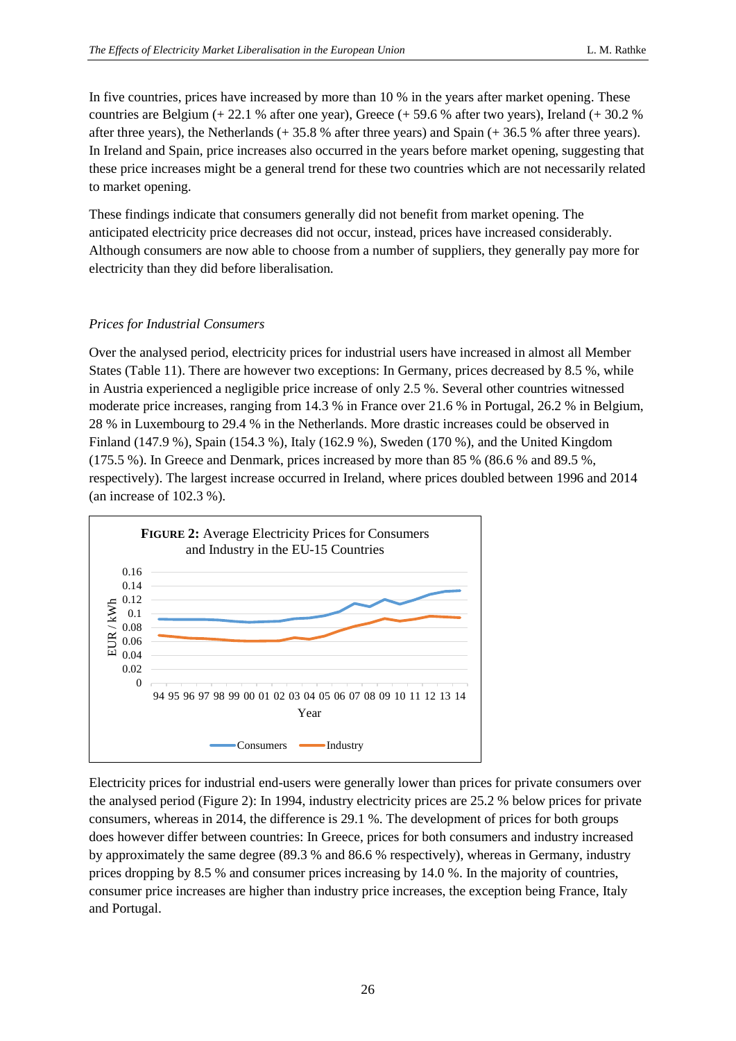In five countries, prices have increased by more than 10 % in the years after market opening. These countries are Belgium (+ 22.1 % after one year), Greece (+ 59.6 % after two years), Ireland (+ 30.2 % after three years), the Netherlands (+ 35.8 % after three years) and Spain (+ 36.5 % after three years). In Ireland and Spain, price increases also occurred in the years before market opening, suggesting that these price increases might be a general trend for these two countries which are not necessarily related to market opening.

These findings indicate that consumers generally did not benefit from market opening. The anticipated electricity price decreases did not occur, instead, prices have increased considerably. Although consumers are now able to choose from a number of suppliers, they generally pay more for electricity than they did before liberalisation.

### *Prices for Industrial Consumers*

Over the analysed period, electricity prices for industrial users have increased in almost all Member States (Table 11). There are however two exceptions: In Germany, prices decreased by 8.5 %, while in Austria experienced a negligible price increase of only 2.5 %. Several other countries witnessed moderate price increases, ranging from 14.3 % in France over 21.6 % in Portugal, 26.2 % in Belgium, 28 % in Luxembourg to 29.4 % in the Netherlands. More drastic increases could be observed in Finland (147.9 %), Spain (154.3 %), Italy (162.9 %), Sweden (170 %), and the United Kingdom (175.5 %). In Greece and Denmark, prices increased by more than 85 % (86.6 % and 89.5 %, respectively). The largest increase occurred in Ireland, where prices doubled between 1996 and 2014 (an increase of 102.3 %).

**FIGURE 2:** Average Electricity Prices for Consumers and Industry in the EU-15 Countries

Electricity prices for industrial end-users were generally lower than prices for private consumers over the analysed period (Figure 2): In 1994, industry electricity prices are 25.2 % below prices for private consumers, whereas in 2014, the difference is 29.1 %. The development of prices for both groups does however differ between countries: In Greece, prices for both consumers and industry increased by approximately the same degree (89.3 % and 86.6 % respectively), whereas in Germany, industry prices dropping by 8.5 % and consumer prices increasing by 14.0 %. In the majority of countries, consumer price increases are higher than industry price increases, the exception being France, Italy and Portugal.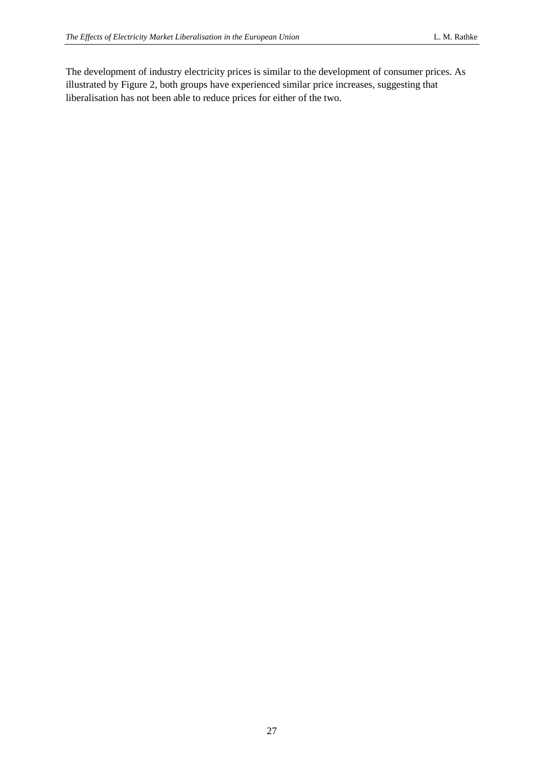The development of industry electricity prices is similar to the development of consumer prices. As illustrated by Figure 2, both groups have experienced similar price increases, suggesting that liberalisation has not been able to reduce prices for either of the two.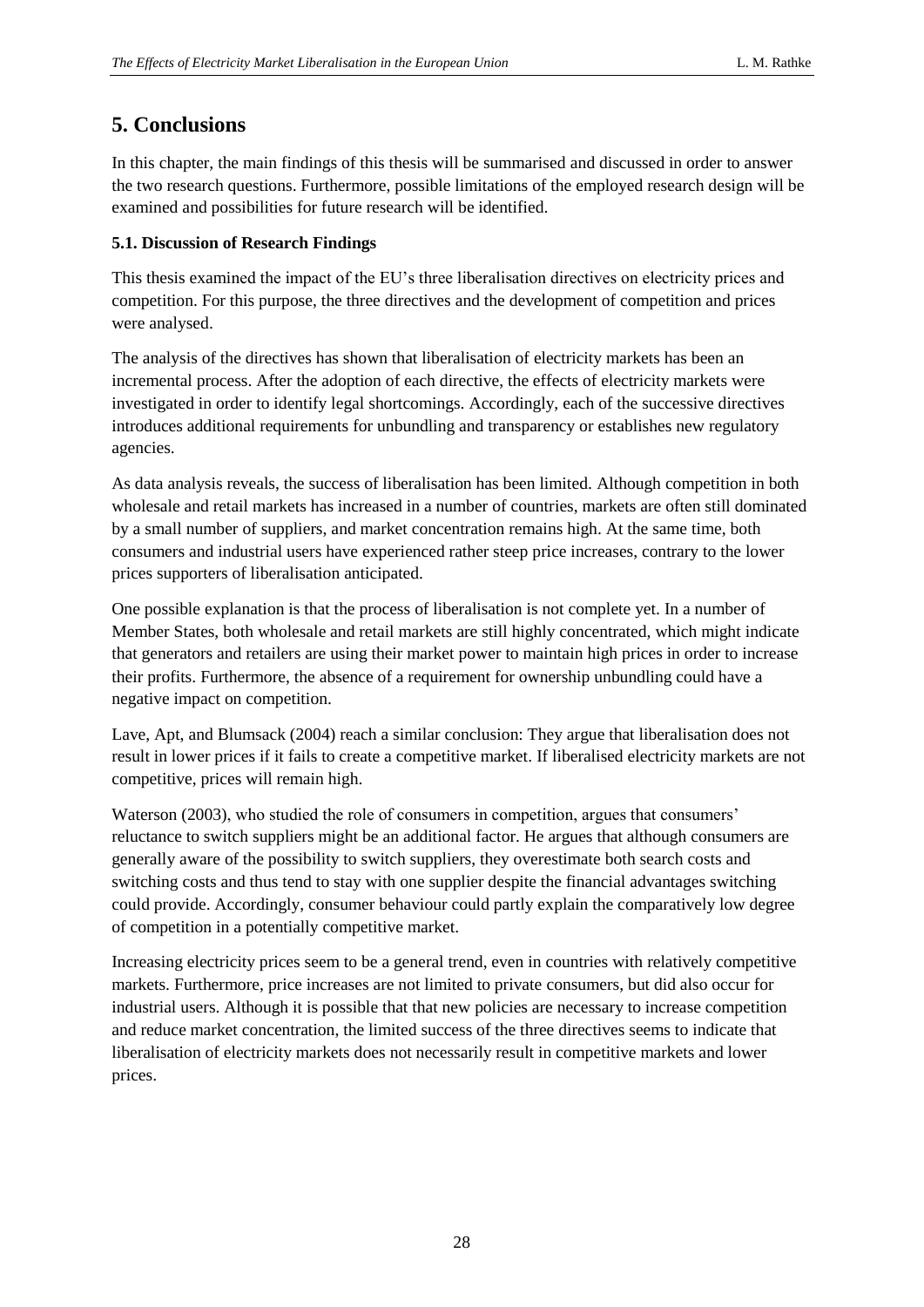# 5. Conclusions

In this chapter, the main findings of this thesis will be summarised and discussed in order to answer the two research questions. Furthermore, possible limitations of the employed research design will be examined and possibilities for future research will be identified.

### 5.1. Discussion of Research Findings

This thesis examined the impact of the EU's three liberalisation directives on electricity prices and competition. For this purpose, the three directives and the development of competition and prices were analysed.

The analysis of the directives has shown that liberalisation of electricity markets has been an incremental process. After the adoption of each directive, the effects of electricity markets were investigated in order to identify legal shortcomings. Accordingly, each of the successive directives introduces additional requirements for unbundling and transparency or establishes new regulatory agencies.

As data analysis reveals, the success of liberalisation has been limited. Although competition in both wholesale and retail markets has increased in a number of countries, markets are often still dominated by a small number of suppliers, and market concentration remains high. At the same time, both consumers and industrial users have experienced rather steep price increases, contrary to the lower prices supporters of liberalisation anticipated.

One possible explanation is that the process of liberalisation is not complete yet. In a number of Member States, both wholesale and retail markets are still highly concentrated, which might indicate that generators and retailers are using their market power to maintain high prices in order to increase their profits. Furthermore, the absence of a requirement for ownership unbundling could have a negative impact on competition.

Lave, Apt, and Blumsack (2004) reach a similar conclusion: They argue that liberalisation does not result in lower prices if it fails to create a competitive market. If liberalised electricity markets are not competitive, prices will remain high.

Waterson (2003), who studied the role of consumers in competition, argues that consumers' reluctance to switch suppliers might be an additional factor. He argues that although consumers are generally aware of the possibility to switch suppliers, they overestimate both search costs and switching costs and thus tend to stay with one supplier despite the financial advantages switching could provide. Accordingly, consumer behaviour could partly explain the comparatively low degree of competition in a potentially competitive market.

Increasing electricity prices seem to be a general trend, even in countries with relatively competitive markets. Furthermore, price increases are not limited to private consumers, but did also occur for industrial users. Although it is possible that that new policies are necessary to increase competition and reduce market concentration, the limited success of the three directives seems to indicate that liberalisation of electricity markets does not necessarily result in competitive markets and lower prices.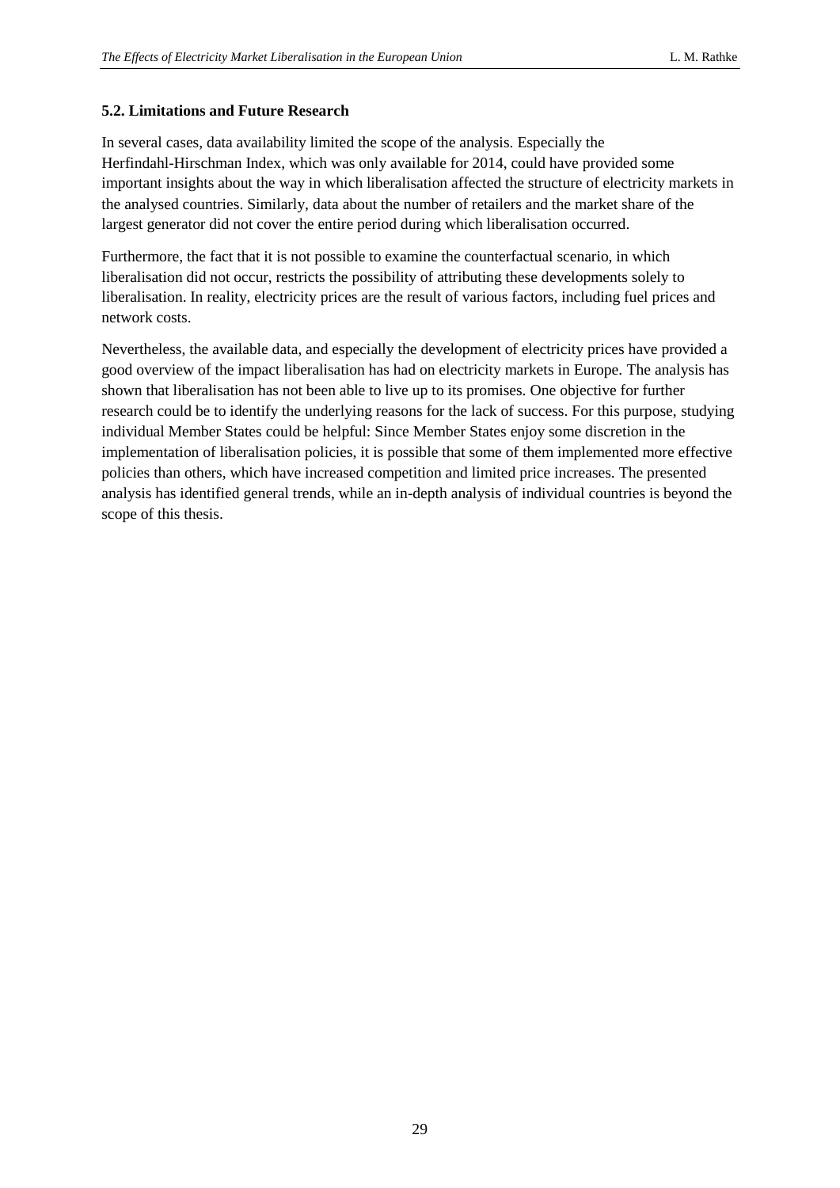### 5.2. Limitations and Future Research

In several cases, data availability limited the scope of the analysis. Especially the Herfindahl-Hirschman Index, which was only available for 2014, could have provided some important insights about the way in which liberalisation affected the structure of electricity markets in the analysed countries. Similarly, data about the number of retailers and the market share of the largest generator did not cover the entire period during which liberalisation occurred.

Furthermore, the fact that it is not possible to examine the counterfactual scenario, in which liberalisation did not occur, restricts the possibility of attributing these developments solely to liberalisation. In reality, electricity prices are the result of various factors, including fuel prices and network costs.

Nevertheless, the available data, and especially the development of electricity prices have provided a good overview of the impact liberalisation has had on electricity markets in Europe. The analysis has shown that liberalisation has not been able to live up to its promises. One objective for further research could be to identify the underlying reasons for the lack of success. For this purpose, studying individual Member States could be helpful: Since Member States enjoy some discretion in the implementation of liberalisation policies, it is possible that some of them implemented more effective policies than others, which have increased competition and limited price increases. The presented analysis has identified general trends, while an in-depth analysis of individual countries is beyond the scope of this thesis.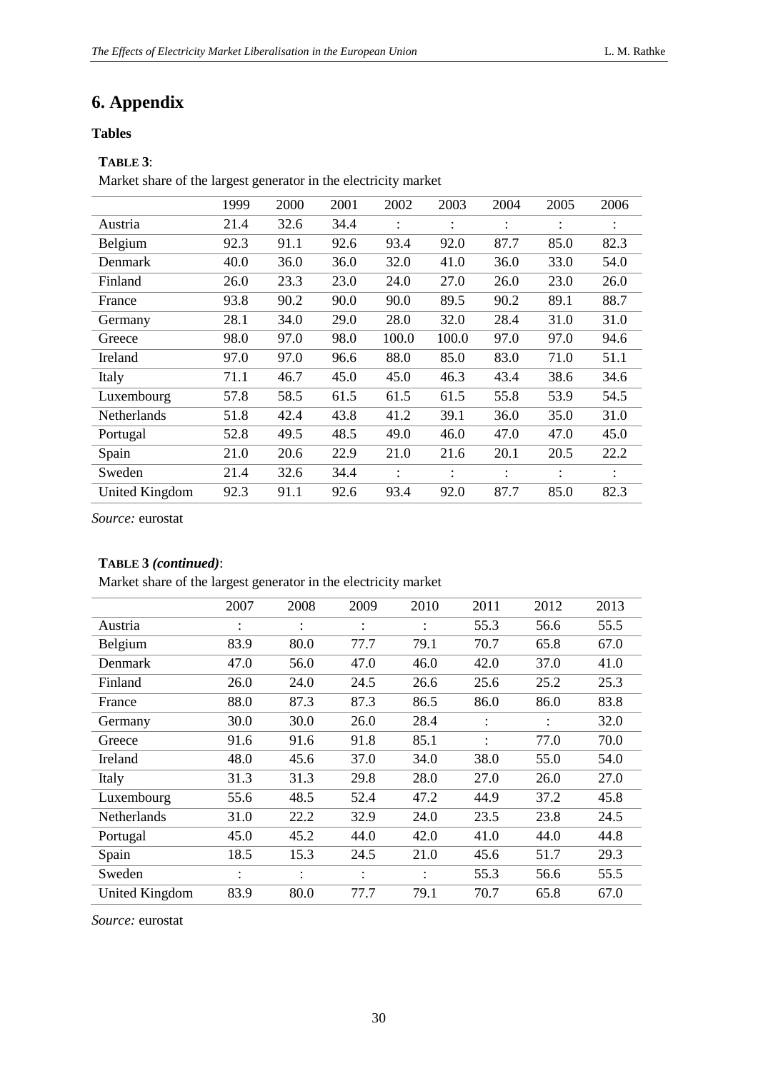# 6. Appendix

## Tables

**TABLE 3**:

Market share of the largest generator in the electricity market

| | 1999 | 2000 | 2001 | 2002 | 2003 | 2004 | 2005 | 2006 |
|---|---|---|---|---|---|---|---|---|
| Austria | 21.4 | 32.6 | 34.4 | : | : | : | : | : |
| Belgium | 92.3 | 91.1 | 92.6 | 93.4 | 92.0 | 87.7 | 85.0 | 82.3 |
| Denmark | 40.0 | 36.0 | 36.0 | 32.0 | 41.0 | 36.0 | 33.0 | 54.0 |
| Finland | 26.0 | 23.3 | 23.0 | 24.0 | 27.0 | 26.0 | 23.0 | 26.0 |
| France | 93.8 | 90.2 | 90.0 | 90.0 | 89.5 | 90.2 | 89.1 | 88.7 |
| Germany | 28.1 | 34.0 | 29.0 | 28.0 | 32.0 | 28.4 | 31.0 | 31.0 |
| Greece | 98.0 | 97.0 | 98.0 | 100.0 | 100.0 | 97.0 | 97.0 | 94.6 |
| Ireland | 97.0 | 97.0 | 96.6 | 88.0 | 85.0 | 83.0 | 71.0 | 51.1 |
| Italy | 71.1 | 46.7 | 45.0 | 45.0 | 46.3 | 43.4 | 38.6 | 34.6 |
| Luxembourg | 57.8 | 58.5 | 61.5 | 61.5 | 61.5 | 55.8 | 53.9 | 54.5 |
| Netherlands | 51.8 | 42.4 | 43.8 | 41.2 | 39.1 | 36.0 | 35.0 | 31.0 |
| Portugal | 52.8 | 49.5 | 48.5 | 49.0 | 46.0 | 47.0 | 47.0 | 45.0 |
| Spain | 21.0 | 20.6 | 22.9 | 21.0 | 21.6 | 20.1 | 20.5 | 22.2 |
| Sweden | 21.4 | 32.6 | 34.4 | : | : | : | : | : |
| United Kingdom | 92.3 | 91.1 | 92.6 | 93.4 | 92.0 | 87.7 | 85.0 | 82.3 |

*Source:* eurostat

**TABLE 3** ***(continued)***:

Market share of the largest generator in the electricity market

| | 2007 | 2008 | 2009 | 2010 | 2011 | 2012 | 2013 |
|---|---|---|---|---|---|---|---|
| Austria | : | : | : | : | 55.3 | 56.6 | 55.5 |
| Belgium | 83.9 | 80.0 | 77.7 | 79.1 | 70.7 | 65.8 | 67.0 |
| Denmark | 47.0 | 56.0 | 47.0 | 46.0 | 42.0 | 37.0 | 41.0 |
| Finland | 26.0 | 24.0 | 24.5 | 26.6 | 25.6 | 25.2 | 25.3 |
| France | 88.0 | 87.3 | 87.3 | 86.5 | 86.0 | 86.0 | 83.8 |
| Germany | 30.0 | 30.0 | 26.0 | 28.4 | : | : | 32.0 |
| Greece | 91.6 | 91.6 | 91.8 | 85.1 | : | 77.0 | 70.0 |
| Ireland | 48.0 | 45.6 | 37.0 | 34.0 | 38.0 | 55.0 | 54.0 |
| Italy | 31.3 | 31.3 | 29.8 | 28.0 | 27.0 | 26.0 | 27.0 |
| Luxembourg | 55.6 | 48.5 | 52.4 | 47.2 | 44.9 | 37.2 | 45.8 |
| Netherlands | 31.0 | 22.2 | 32.9 | 24.0 | 23.5 | 23.8 | 24.5 |
| Portugal | 45.0 | 45.2 | 44.0 | 42.0 | 41.0 | 44.0 | 44.8 |
| Spain | 18.5 | 15.3 | 24.5 | 21.0 | 45.6 | 51.7 | 29.3 |
| Sweden | : | : | : | : | 55.3 | 56.6 | 55.5 |
| United Kingdom | 83.9 | 80.0 | 77.7 | 79.1 | 70.7 | 65.8 | 67.0 |

*Source:* eurostat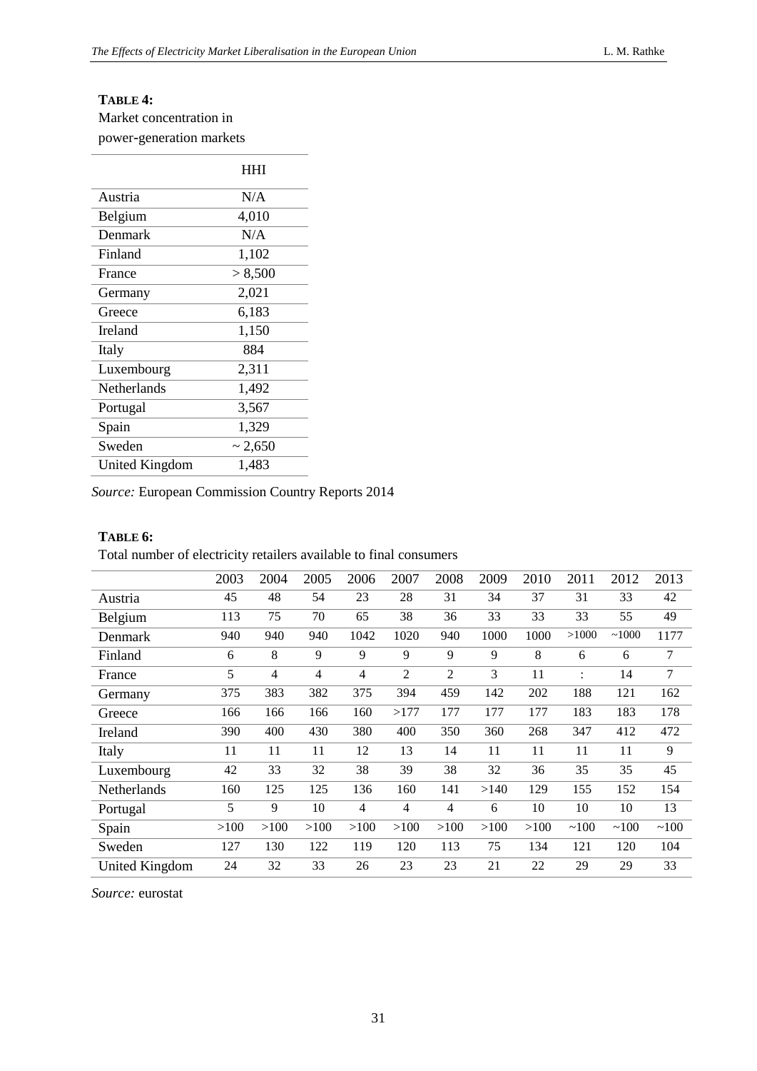**TABLE 4:**
Market concentration in power-generation markets

| | HHI |
|---|---|
| Austria | N/A |
| Belgium | 4,010 |
| Denmark | N/A |
| Finland | 1,102 |
| France | > 8,500 |
| Germany | 2,021 |
| Greece | 6,183 |
| Ireland | 1,150 |
| Italy | 884 |
| Luxembourg | 2,311 |
| Netherlands | 1,492 |
| Portugal | 3,567 |
| Spain | 1,329 |
| Sweden | ~ 2,650 |
| United Kingdom | 1,483 |

*Source:* European Commission Country Reports 2014

**TABLE 6:**
Total number of electricity retailers available to final consumers

| | 2003 | 2004 | 2005 | 2006 | 2007 | 2008 | 2009 | 2010 | 2011 | 2012 | 2013 |
|---|---|---|---|---|---|---|---|---|---|---|---|
| Austria | 45 | 48 | 54 | 23 | 28 | 31 | 34 | 37 | 31 | 33 | 42 |
| Belgium | 113 | 75 | 70 | 65 | 38 | 36 | 33 | 33 | 33 | 55 | 49 |
| Denmark | 940 | 940 | 940 | 1042 | 1020 | 940 | 1000 | 1000 | >1000 | ~1000 | 1177 |
| Finland | 6 | 8 | 9 | 9 | 9 | 9 | 9 | 8 | 6 | 6 | 7 |
| France | 5 | 4 | 4 | 4 | 2 | 2 | 3 | 11 | : | 14 | 7 |
| Germany | 375 | 383 | 382 | 375 | 394 | 459 | 142 | 202 | 188 | 121 | 162 |
| Greece | 166 | 166 | 166 | 160 | >177 | 177 | 177 | 177 | 183 | 183 | 178 |
| Ireland | 390 | 400 | 430 | 380 | 400 | 350 | 360 | 268 | 347 | 412 | 472 |
| Italy | 11 | 11 | 11 | 12 | 13 | 14 | 11 | 11 | 11 | 11 | 9 |
| Luxembourg | 42 | 33 | 32 | 38 | 39 | 38 | 32 | 36 | 35 | 35 | 45 |
| Netherlands | 160 | 125 | 125 | 136 | 160 | 141 | >140 | 129 | 155 | 152 | 154 |
| Portugal | 5 | 9 | 10 | 4 | 4 | 4 | 6 | 10 | 10 | 10 | 13 |
| Spain | >100 | >100 | >100 | >100 | >100 | >100 | >100 | >100 | ~100 | ~100 | ~100 |
| Sweden | 127 | 130 | 122 | 119 | 120 | 113 | 75 | 134 | 121 | 120 | 104 |
| United Kingdom | 24 | 32 | 33 | 26 | 23 | 23 | 21 | 22 | 29 | 29 | 33 |

*Source:* eurostat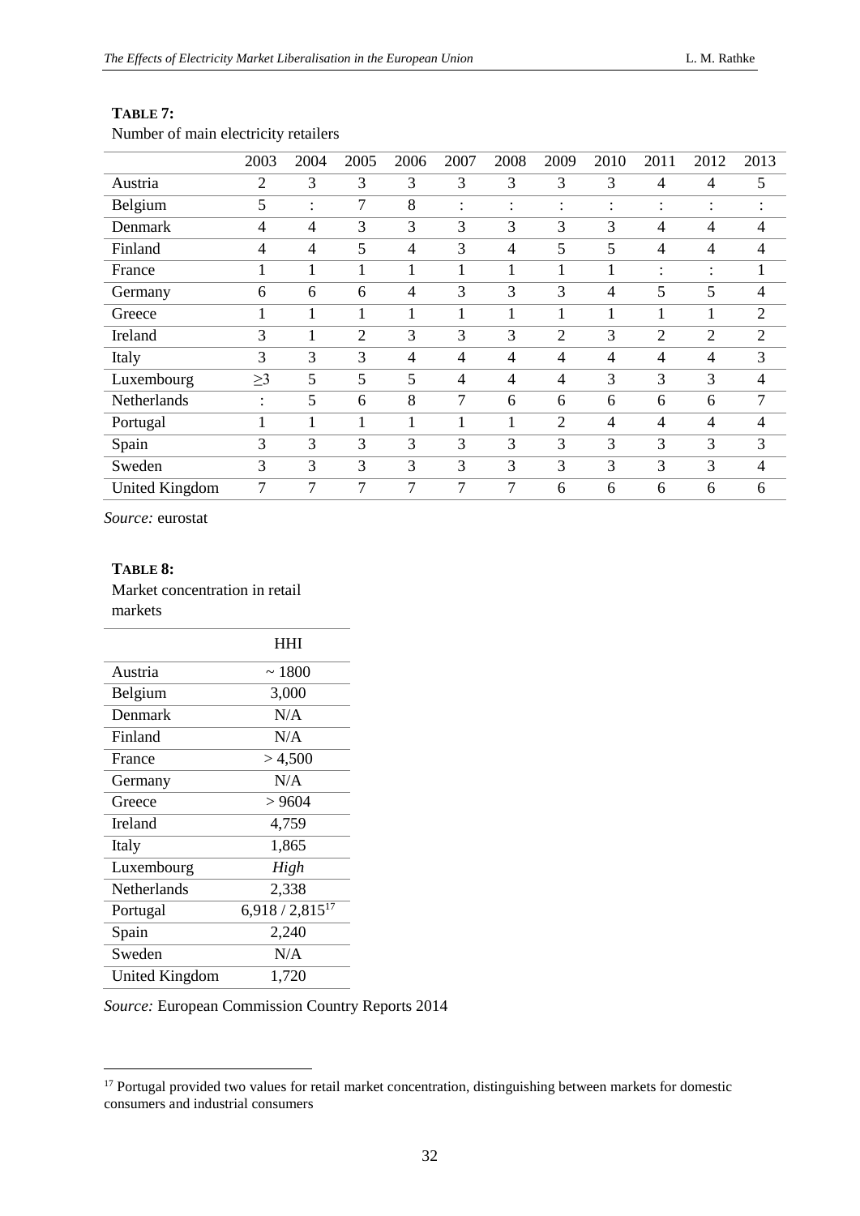**TABLE 7:**

Number of main electricity retailers

| | 2003 | 2004 | 2005 | 2006 | 2007 | 2008 | 2009 | 2010 | 2011 | 2012 | 2013 |
|---|---|---|---|---|---|---|---|---|---|---|---|
| Austria | 2 | 3 | 3 | 3 | 3 | 3 | 3 | 3 | 4 | 4 | 5 |
| Belgium | 5 | : | 7 | 8 | : | : | : | : | : | : | : |
| Denmark | 4 | 4 | 3 | 3 | 3 | 3 | 3 | 3 | 4 | 4 | 4 |
| Finland | 4 | 4 | 5 | 4 | 3 | 4 | 5 | 5 | 4 | 4 | 4 |
| France | 1 | 1 | 1 | 1 | 1 | 1 | 1 | 1 | : | : | 1 |
| Germany | 6 | 6 | 6 | 4 | 3 | 3 | 3 | 4 | 5 | 5 | 4 |
| Greece | 1 | 1 | 1 | 1 | 1 | 1 | 1 | 1 | 1 | 1 | 2 |
| Ireland | 3 | 1 | 2 | 3 | 3 | 3 | 2 | 3 | 2 | 2 | 2 |
| Italy | 3 | 3 | 3 | 4 | 4 | 4 | 4 | 4 | 4 | 4 | 3 |
| Luxembourg | ≥3 | 5 | 5 | 5 | 4 | 4 | 4 | 3 | 3 | 3 | 4 |
| Netherlands | : | 5 | 6 | 8 | 7 | 6 | 6 | 6 | 6 | 6 | 7 |
| Portugal | 1 | 1 | 1 | 1 | 1 | 1 | 2 | 4 | 4 | 4 | 4 |
| Spain | 3 | 3 | 3 | 3 | 3 | 3 | 3 | 3 | 3 | 3 | 3 |
| Sweden | 3 | 3 | 3 | 3 | 3 | 3 | 3 | 3 | 3 | 3 | 4 |
| United Kingdom | 7 | 7 | 7 | 7 | 7 | 7 | 6 | 6 | 6 | 6 | 6 |

*Source:* eurostat

**TABLE 8:**

Market concentration in retail markets

| | HHI |
|---|---|
| Austria | ~ 1800 |
| Belgium | 3,000 |
| Denmark | N/A |
| Finland | N/A |
| France | > 4,500 |
| Germany | N/A |
| Greece | > 9604 |
| Ireland | 4,759 |
| Italy | 1,865 |
| Luxembourg | *High* |
| Netherlands | 2,338 |
| Portugal | 6,918 / 2,815[17] |
| Spain | 2,240 |
| Sweden | N/A |
| United Kingdom | 1,720 |

*Source:* European Commission Country Reports 2014

[17] Portugal provided two values for retail market concentration, distinguishing between markets for domestic consumers and industrial consumers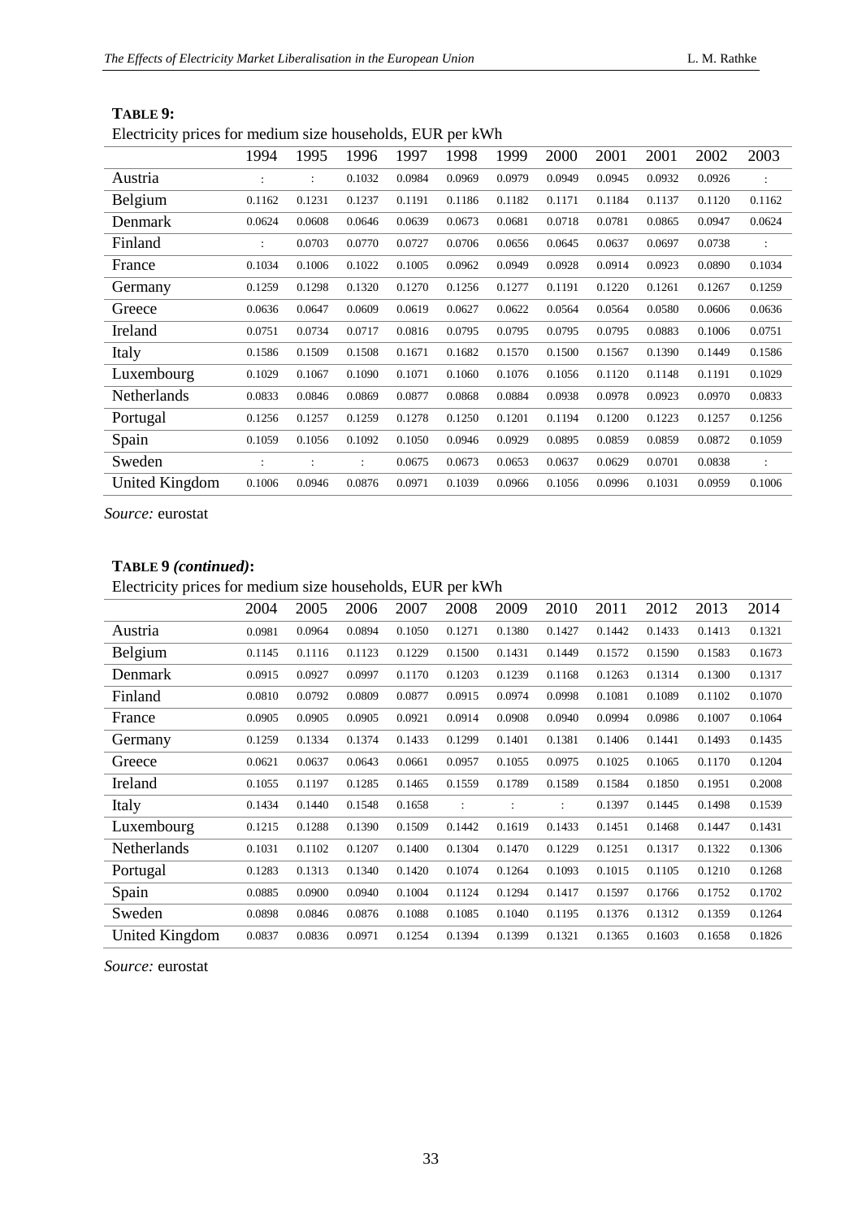**TABLE 9:**

Electricity prices for medium size households, EUR per kWh

| | 1994 | 1995 | 1996 | 1997 | 1998 | 1999 | 2000 | 2001 | 2001 | 2002 | 2003 |
|---|---|---|---|---|---|---|---|---|---|---|---|
| Austria | : | : | 0.1032 | 0.0984 | 0.0969 | 0.0979 | 0.0949 | 0.0945 | 0.0932 | 0.0926 | : |
| Belgium | 0.1162 | 0.1231 | 0.1237 | 0.1191 | 0.1186 | 0.1182 | 0.1171 | 0.1184 | 0.1137 | 0.1120 | 0.1162 |
| Denmark | 0.0624 | 0.0608 | 0.0646 | 0.0639 | 0.0673 | 0.0681 | 0.0718 | 0.0781 | 0.0865 | 0.0947 | 0.0624 |
| Finland | : | 0.0703 | 0.0770 | 0.0727 | 0.0706 | 0.0656 | 0.0645 | 0.0637 | 0.0697 | 0.0738 | : |
| France | 0.1034 | 0.1006 | 0.1022 | 0.1005 | 0.0962 | 0.0949 | 0.0928 | 0.0914 | 0.0923 | 0.0890 | 0.1034 |
| Germany | 0.1259 | 0.1298 | 0.1320 | 0.1270 | 0.1256 | 0.1277 | 0.1191 | 0.1220 | 0.1261 | 0.1267 | 0.1259 |
| Greece | 0.0636 | 0.0647 | 0.0609 | 0.0619 | 0.0627 | 0.0622 | 0.0564 | 0.0564 | 0.0580 | 0.0606 | 0.0636 |
| Ireland | 0.0751 | 0.0734 | 0.0717 | 0.0816 | 0.0795 | 0.0795 | 0.0795 | 0.0795 | 0.0883 | 0.1006 | 0.0751 |
| Italy | 0.1586 | 0.1509 | 0.1508 | 0.1671 | 0.1682 | 0.1570 | 0.1500 | 0.1567 | 0.1390 | 0.1449 | 0.1586 |
| Luxembourg | 0.1029 | 0.1067 | 0.1090 | 0.1071 | 0.1060 | 0.1076 | 0.1056 | 0.1120 | 0.1148 | 0.1191 | 0.1029 |
| Netherlands | 0.0833 | 0.0846 | 0.0869 | 0.0877 | 0.0868 | 0.0884 | 0.0938 | 0.0978 | 0.0923 | 0.0970 | 0.0833 |
| Portugal | 0.1256 | 0.1257 | 0.1259 | 0.1278 | 0.1250 | 0.1201 | 0.1194 | 0.1200 | 0.1223 | 0.1257 | 0.1256 |
| Spain | 0.1059 | 0.1056 | 0.1092 | 0.1050 | 0.0946 | 0.0929 | 0.0895 | 0.0859 | 0.0859 | 0.0872 | 0.1059 |
| Sweden | : | : | : | 0.0675 | 0.0673 | 0.0653 | 0.0637 | 0.0629 | 0.0701 | 0.0838 | : |
| United Kingdom | 0.1006 | 0.0946 | 0.0876 | 0.0971 | 0.1039 | 0.0966 | 0.1056 | 0.0996 | 0.1031 | 0.0959 | 0.1006 |

*Source:* eurostat

**TABLE 9** ***(continued)*****:**

Electricity prices for medium size households, EUR per kWh

| | 2004 | 2005 | 2006 | 2007 | 2008 | 2009 | 2010 | 2011 | 2012 | 2013 | 2014 |
|---|---|---|---|---|---|---|---|---|---|---|---|
| Austria | 0.0981 | 0.0964 | 0.0894 | 0.1050 | 0.1271 | 0.1380 | 0.1427 | 0.1442 | 0.1433 | 0.1413 | 0.1321 |
| Belgium | 0.1145 | 0.1116 | 0.1123 | 0.1229 | 0.1500 | 0.1431 | 0.1449 | 0.1572 | 0.1590 | 0.1583 | 0.1673 |
| Denmark | 0.0915 | 0.0927 | 0.0997 | 0.1170 | 0.1203 | 0.1239 | 0.1168 | 0.1263 | 0.1314 | 0.1300 | 0.1317 |
| Finland | 0.0810 | 0.0792 | 0.0809 | 0.0877 | 0.0915 | 0.0974 | 0.0998 | 0.1081 | 0.1089 | 0.1102 | 0.1070 |
| France | 0.0905 | 0.0905 | 0.0905 | 0.0921 | 0.0914 | 0.0908 | 0.0940 | 0.0994 | 0.0986 | 0.1007 | 0.1064 |
| Germany | 0.1259 | 0.1334 | 0.1374 | 0.1433 | 0.1299 | 0.1401 | 0.1381 | 0.1406 | 0.1441 | 0.1493 | 0.1435 |
| Greece | 0.0621 | 0.0637 | 0.0643 | 0.0661 | 0.0957 | 0.1055 | 0.0975 | 0.1025 | 0.1065 | 0.1170 | 0.1204 |
| Ireland | 0.1055 | 0.1197 | 0.1285 | 0.1465 | 0.1559 | 0.1789 | 0.1589 | 0.1584 | 0.1850 | 0.1951 | 0.2008 |
| Italy | 0.1434 | 0.1440 | 0.1548 | 0.1658 | : | : | : | 0.1397 | 0.1445 | 0.1498 | 0.1539 |
| Luxembourg | 0.1215 | 0.1288 | 0.1390 | 0.1509 | 0.1442 | 0.1619 | 0.1433 | 0.1451 | 0.1468 | 0.1447 | 0.1431 |
| Netherlands | 0.1031 | 0.1102 | 0.1207 | 0.1400 | 0.1304 | 0.1470 | 0.1229 | 0.1251 | 0.1317 | 0.1322 | 0.1306 |
| Portugal | 0.1283 | 0.1313 | 0.1340 | 0.1420 | 0.1074 | 0.1264 | 0.1093 | 0.1015 | 0.1105 | 0.1210 | 0.1268 |
| Spain | 0.0885 | 0.0900 | 0.0940 | 0.1004 | 0.1124 | 0.1294 | 0.1417 | 0.1597 | 0.1766 | 0.1752 | 0.1702 |
| Sweden | 0.0898 | 0.0846 | 0.0876 | 0.1088 | 0.1085 | 0.1040 | 0.1195 | 0.1376 | 0.1312 | 0.1359 | 0.1264 |
| United Kingdom | 0.0837 | 0.0836 | 0.0971 | 0.1254 | 0.1394 | 0.1399 | 0.1321 | 0.1365 | 0.1603 | 0.1658 | 0.1826 |

*Source:* eurostat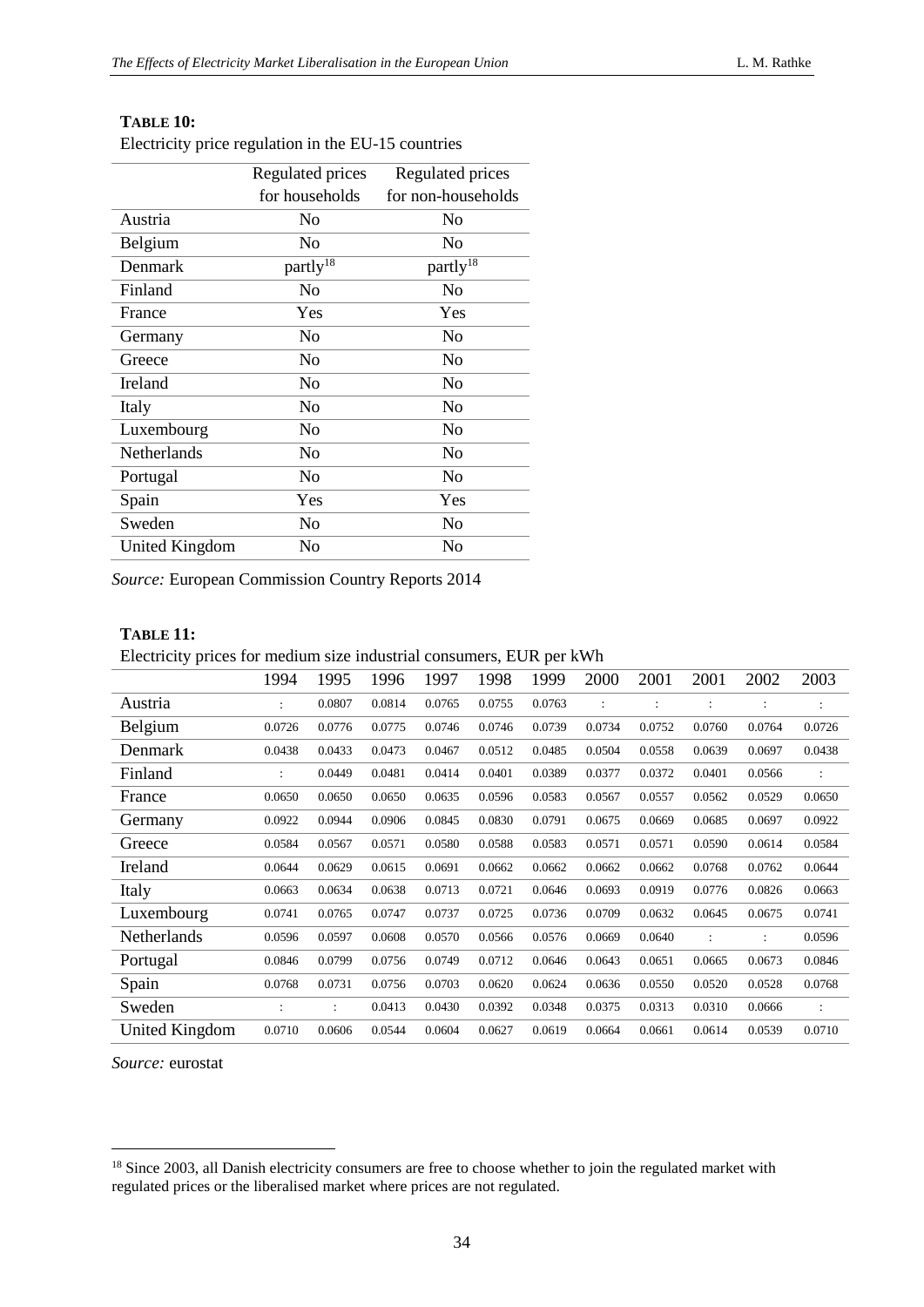**TABLE 10:**

Electricity price regulation in the EU-15 countries

| | Regulated prices for households | Regulated prices for non-households |
|---|---|---|
| Austria | No | No |
| Belgium | No | No |
| Denmark | partly[18] | partly[18] |
| Finland | No | No |
| France | Yes | Yes |
| Germany | No | No |
| Greece | No | No |
| Ireland | No | No |
| Italy | No | No |
| Luxembourg | No | No |
| Netherlands | No | No |
| Portugal | No | No |
| Spain | Yes | Yes |
| Sweden | No | No |
| United Kingdom | No | No |

*Source:* European Commission Country Reports 2014

**TABLE 11:**

Electricity prices for medium size industrial consumers, EUR per kWh

| | 1994 | 1995 | 1996 | 1997 | 1998 | 1999 | 2000 | 2001 | 2001 | 2002 | 2003 |
|---|---|---|---|---|---|---|---|---|---|---|---|
| Austria | : | 0.0807 | 0.0814 | 0.0765 | 0.0755 | 0.0763 | : | : | : | : | : |
| Belgium | 0.0726 | 0.0776 | 0.0775 | 0.0746 | 0.0746 | 0.0739 | 0.0734 | 0.0752 | 0.0760 | 0.0764 | 0.0726 |
| Denmark | 0.0438 | 0.0433 | 0.0473 | 0.0467 | 0.0512 | 0.0485 | 0.0504 | 0.0558 | 0.0639 | 0.0697 | 0.0438 |
| Finland | : | 0.0449 | 0.0481 | 0.0414 | 0.0401 | 0.0389 | 0.0377 | 0.0372 | 0.0401 | 0.0566 | : |
| France | 0.0650 | 0.0650 | 0.0650 | 0.0635 | 0.0596 | 0.0583 | 0.0567 | 0.0557 | 0.0562 | 0.0529 | 0.0650 |
| Germany | 0.0922 | 0.0944 | 0.0906 | 0.0845 | 0.0830 | 0.0791 | 0.0675 | 0.0669 | 0.0685 | 0.0697 | 0.0922 |
| Greece | 0.0584 | 0.0567 | 0.0571 | 0.0580 | 0.0588 | 0.0583 | 0.0571 | 0.0571 | 0.0590 | 0.0614 | 0.0584 |
| Ireland | 0.0644 | 0.0629 | 0.0615 | 0.0691 | 0.0662 | 0.0662 | 0.0662 | 0.0662 | 0.0768 | 0.0762 | 0.0644 |
| Italy | 0.0663 | 0.0634 | 0.0638 | 0.0713 | 0.0721 | 0.0646 | 0.0693 | 0.0919 | 0.0776 | 0.0826 | 0.0663 |
| Luxembourg | 0.0741 | 0.0765 | 0.0747 | 0.0737 | 0.0725 | 0.0736 | 0.0709 | 0.0632 | 0.0645 | 0.0675 | 0.0741 |
| Netherlands | 0.0596 | 0.0597 | 0.0608 | 0.0570 | 0.0566 | 0.0576 | 0.0669 | 0.0640 | : | : | 0.0596 |
| Portugal | 0.0846 | 0.0799 | 0.0756 | 0.0749 | 0.0712 | 0.0646 | 0.0643 | 0.0651 | 0.0665 | 0.0673 | 0.0846 |
| Spain | 0.0768 | 0.0731 | 0.0756 | 0.0703 | 0.0620 | 0.0624 | 0.0636 | 0.0550 | 0.0520 | 0.0528 | 0.0768 |
| Sweden | : | : | 0.0413 | 0.0430 | 0.0392 | 0.0348 | 0.0375 | 0.0313 | 0.0310 | 0.0666 | : |
| United Kingdom | 0.0710 | 0.0606 | 0.0544 | 0.0604 | 0.0627 | 0.0619 | 0.0664 | 0.0661 | 0.0614 | 0.0539 | 0.0710 |

*Source:* eurostat

[18] Since 2003, all Danish electricity consumers are free to choose whether to join the regulated market with regulated prices or the liberalised market where prices are not regulated.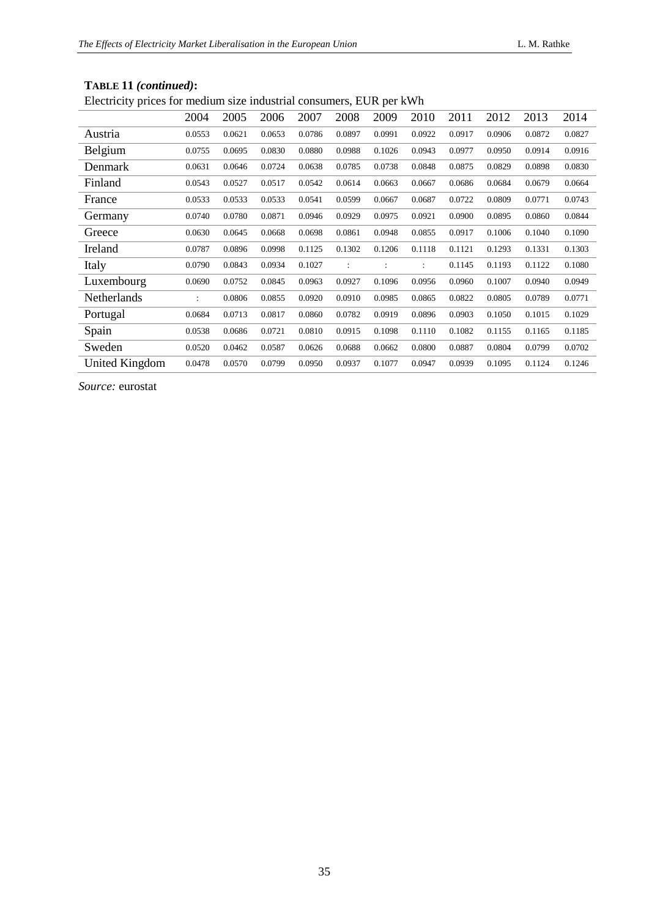**TABLE 11** ***(continued)*:**

Electricity prices for medium size industrial consumers, EUR per kWh

| | 2004 | 2005 | 2006 | 2007 | 2008 | 2009 | 2010 | 2011 | 2012 | 2013 | 2014 |
|---|---|---|---|---|---|---|---|---|---|---|---|
| Austria | 0.0553 | 0.0621 | 0.0653 | 0.0786 | 0.0897 | 0.0991 | 0.0922 | 0.0917 | 0.0906 | 0.0872 | 0.0827 |
| Belgium | 0.0755 | 0.0695 | 0.0830 | 0.0880 | 0.0988 | 0.1026 | 0.0943 | 0.0977 | 0.0950 | 0.0914 | 0.0916 |
| Denmark | 0.0631 | 0.0646 | 0.0724 | 0.0638 | 0.0785 | 0.0738 | 0.0848 | 0.0875 | 0.0829 | 0.0898 | 0.0830 |
| Finland | 0.0543 | 0.0527 | 0.0517 | 0.0542 | 0.0614 | 0.0663 | 0.0667 | 0.0686 | 0.0684 | 0.0679 | 0.0664 |
| France | 0.0533 | 0.0533 | 0.0533 | 0.0541 | 0.0599 | 0.0667 | 0.0687 | 0.0722 | 0.0809 | 0.0771 | 0.0743 |
| Germany | 0.0740 | 0.0780 | 0.0871 | 0.0946 | 0.0929 | 0.0975 | 0.0921 | 0.0900 | 0.0895 | 0.0860 | 0.0844 |
| Greece | 0.0630 | 0.0645 | 0.0668 | 0.0698 | 0.0861 | 0.0948 | 0.0855 | 0.0917 | 0.1006 | 0.1040 | 0.1090 |
| Ireland | 0.0787 | 0.0896 | 0.0998 | 0.1125 | 0.1302 | 0.1206 | 0.1118 | 0.1121 | 0.1293 | 0.1331 | 0.1303 |
| Italy | 0.0790 | 0.0843 | 0.0934 | 0.1027 | : | : | : | 0.1145 | 0.1193 | 0.1122 | 0.1080 |
| Luxembourg | 0.0690 | 0.0752 | 0.0845 | 0.0963 | 0.0927 | 0.1096 | 0.0956 | 0.0960 | 0.1007 | 0.0940 | 0.0949 |
| Netherlands | : | 0.0806 | 0.0855 | 0.0920 | 0.0910 | 0.0985 | 0.0865 | 0.0822 | 0.0805 | 0.0789 | 0.0771 |
| Portugal | 0.0684 | 0.0713 | 0.0817 | 0.0860 | 0.0782 | 0.0919 | 0.0896 | 0.0903 | 0.1050 | 0.1015 | 0.1029 |
| Spain | 0.0538 | 0.0686 | 0.0721 | 0.0810 | 0.0915 | 0.1098 | 0.1110 | 0.1082 | 0.1155 | 0.1165 | 0.1185 |
| Sweden | 0.0520 | 0.0462 | 0.0587 | 0.0626 | 0.0688 | 0.0662 | 0.0800 | 0.0887 | 0.0804 | 0.0799 | 0.0702 |
| United Kingdom | 0.0478 | 0.0570 | 0.0799 | 0.0950 | 0.0937 | 0.1077 | 0.0947 | 0.0939 | 0.1095 | 0.1124 | 0.1246 |

*Source:* eurostat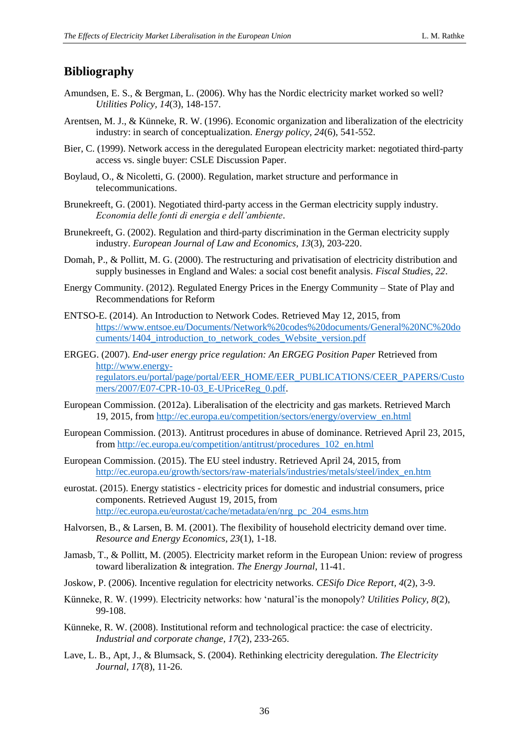## Bibliography

Amundsen, E. S., & Bergman, L. (2006). Why has the Nordic electricity market worked so well? *Utilities Policy, 14*(3), 148-157.

Arentsen, M. J., & Künneke, R. W. (1996). Economic organization and liberalization of the electricity industry: in search of conceptualization. *Energy policy, 24*(6), 541-552.

Bier, C. (1999). Network access in the deregulated European electricity market: negotiated third-party access vs. single buyer: CSLE Discussion Paper.

Boylaud, O., & Nicoletti, G. (2000). Regulation, market structure and performance in telecommunications.

Brunekreeft, G. (2001). Negotiated third-party access in the German electricity supply industry. *Economia delle fonti di energia e dell'ambiente*.

Brunekreeft, G. (2002). Regulation and third-party discrimination in the German electricity supply industry. *European Journal of Law and Economics, 13*(3), 203-220.

Domah, P., & Pollitt, M. G. (2000). The restructuring and privatisation of electricity distribution and supply businesses in England and Wales: a social cost benefit analysis. *Fiscal Studies*, *22*.

Energy Community. (2012). Regulated Energy Prices in the Energy Community – State of Play and Recommendations for Reform

ENTSO-E. (2014). An Introduction to Network Codes. Retrieved May 12, 2015, from https://www.entsoe.eu/Documents/Network%20codes%20documents/General%20NC%20documents/1404_introduction_to_network_codes_Website_version.pdf

ERGEG. (2007). *End-user energy price regulation: An ERGEG Position Paper* Retrieved from http://www.energy-regulators.eu/portal/page/portal/EER_HOME/EER_PUBLICATIONS/CEER_PAPERS/Customers/2007/E07-CPR-10-03_E-UPriceReg_0.pdf.

European Commission. (2012a). Liberalisation of the electricity and gas markets. Retrieved March 19, 2015, from http://ec.europa.eu/competition/sectors/energy/overview_en.html

European Commission. (2013). Antitrust procedures in abuse of dominance. Retrieved April 23, 2015, from http://ec.europa.eu/competition/antitrust/procedures_102_en.html

European Commission. (2015). The EU steel industry. Retrieved April 24, 2015, from http://ec.europa.eu/growth/sectors/raw-materials/industries/metals/steel/index_en.htm

eurostat. (2015). Energy statistics - electricity prices for domestic and industrial consumers, price components. Retrieved August 19, 2015, from http://ec.europa.eu/eurostat/cache/metadata/en/nrg_pc_204_esms.htm

Halvorsen, B., & Larsen, B. M. (2001). The flexibility of household electricity demand over time. *Resource and Energy Economics, 23*(1), 1-18.

Jamasb, T., & Pollitt, M. (2005). Electricity market reform in the European Union: review of progress toward liberalization & integration. *The Energy Journal*, 11-41.

Joskow, P. (2006). Incentive regulation for electricity networks. *CESifo Dice Report, 4*(2), 3-9.

Künneke, R. W. (1999). Electricity networks: how 'natural'is the monopoly? *Utilities Policy, 8*(2), 99-108.

Künneke, R. W. (2008). Institutional reform and technological practice: the case of electricity. *Industrial and corporate change, 17*(2), 233-265.

Lave, L. B., Apt, J., & Blumsack, S. (2004). Rethinking electricity deregulation. *The Electricity Journal, 17*(8), 11-26.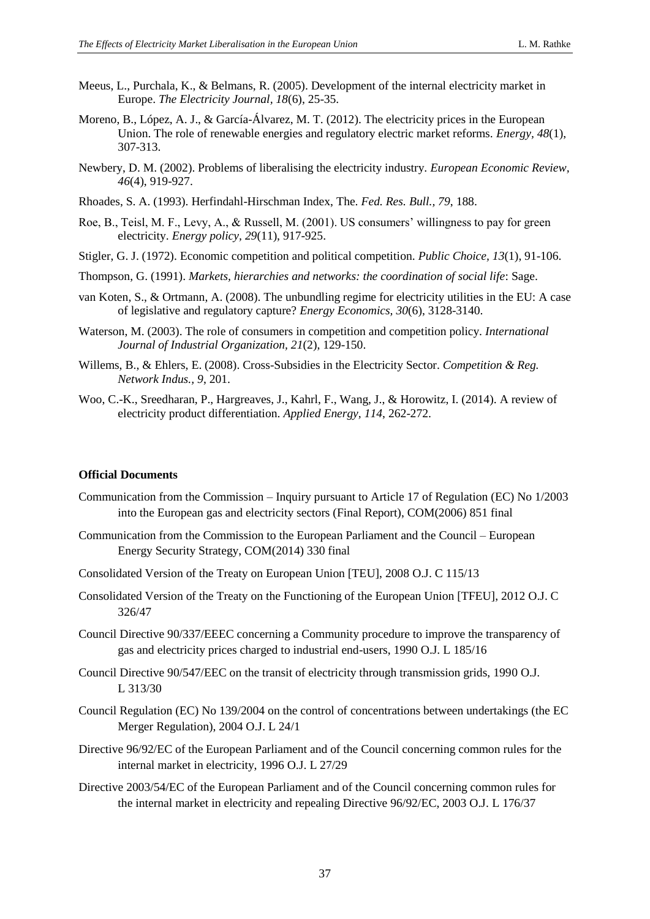Meeus, L., Purchala, K., & Belmans, R. (2005). Development of the internal electricity market in Europe. *The Electricity Journal, 18*(6), 25-35.

Moreno, B., López, A. J., & García-Álvarez, M. T. (2012). The electricity prices in the European Union. The role of renewable energies and regulatory electric market reforms. *Energy, 48*(1), 307-313.

Newbery, D. M. (2002). Problems of liberalising the electricity industry. *European Economic Review, 46*(4), 919-927.

Rhoades, S. A. (1993). Herfindahl-Hirschman Index, The. *Fed. Res. Bull., 79*, 188.

Roe, B., Teisl, M. F., Levy, A., & Russell, M. (2001). US consumers' willingness to pay for green electricity. *Energy policy, 29*(11), 917-925.

Stigler, G. J. (1972). Economic competition and political competition. *Public Choice, 13*(1), 91-106.

Thompson, G. (1991). *Markets, hierarchies and networks: the coordination of social life*: Sage.

van Koten, S., & Ortmann, A. (2008). The unbundling regime for electricity utilities in the EU: A case of legislative and regulatory capture? *Energy Economics, 30*(6), 3128-3140.

Waterson, M. (2003). The role of consumers in competition and competition policy. *International Journal of Industrial Organization, 21*(2), 129-150.

Willems, B., & Ehlers, E. (2008). Cross-Subsidies in the Electricity Sector. *Competition & Reg. Network Indus., 9*, 201.

Woo, C.-K., Sreedharan, P., Hargreaves, J., Kahrl, F., Wang, J., & Horowitz, I. (2014). A review of electricity product differentiation. *Applied Energy, 114*, 262-272.

**Official Documents**

Communication from the Commission – Inquiry pursuant to Article 17 of Regulation (EC) No 1/2003 into the European gas and electricity sectors (Final Report), COM(2006) 851 final

Communication from the Commission to the European Parliament and the Council – European Energy Security Strategy, COM(2014) 330 final

Consolidated Version of the Treaty on European Union [TEU], 2008 O.J. C 115/13

Consolidated Version of the Treaty on the Functioning of the European Union [TFEU], 2012 O.J. C 326/47

Council Directive 90/337/EEEC concerning a Community procedure to improve the transparency of gas and electricity prices charged to industrial end-users, 1990 O.J. L 185/16

Council Directive 90/547/EEC on the transit of electricity through transmission grids, 1990 O.J. L 313/30

Council Regulation (EC) No 139/2004 on the control of concentrations between undertakings (the EC Merger Regulation), 2004 O.J. L 24/1

Directive 96/92/EC of the European Parliament and of the Council concerning common rules for the internal market in electricity, 1996 O.J. L 27/29

Directive 2003/54/EC of the European Parliament and of the Council concerning common rules for the internal market in electricity and repealing Directive 96/92/EC, 2003 O.J. L 176/37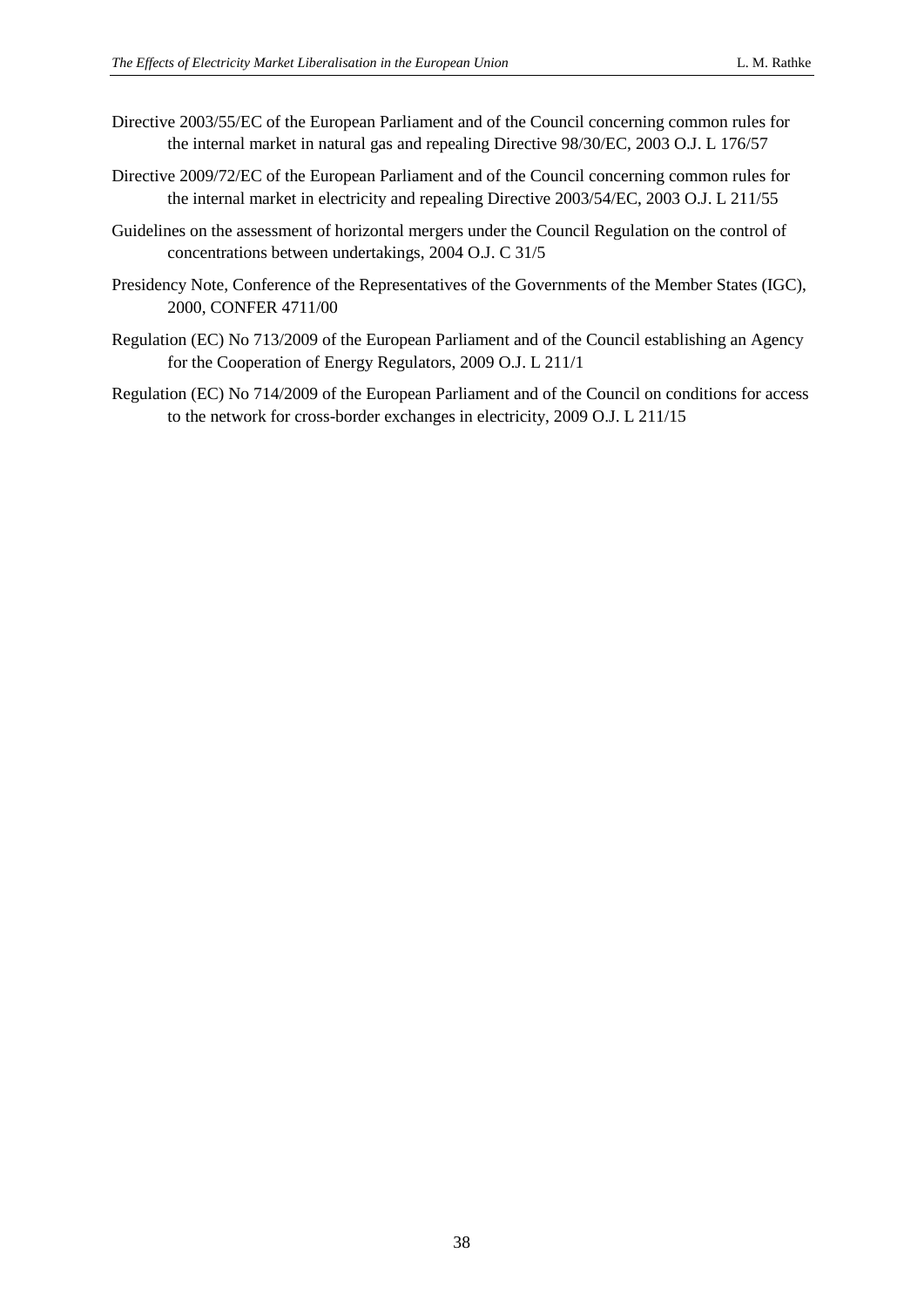Directive 2003/55/EC of the European Parliament and of the Council concerning common rules for the internal market in natural gas and repealing Directive 98/30/EC, 2003 O.J. L 176/57

Directive 2009/72/EC of the European Parliament and of the Council concerning common rules for the internal market in electricity and repealing Directive 2003/54/EC, 2003 O.J. L 211/55

Guidelines on the assessment of horizontal mergers under the Council Regulation on the control of concentrations between undertakings, 2004 O.J. C 31/5

Presidency Note, Conference of the Representatives of the Governments of the Member States (IGC), 2000, CONFER 4711/00

Regulation (EC) No 713/2009 of the European Parliament and of the Council establishing an Agency for the Cooperation of Energy Regulators, 2009 O.J. L 211/1

Regulation (EC) No 714/2009 of the European Parliament and of the Council on conditions for access to the network for cross-border exchanges in electricity, 2009 O.J. L 211/15